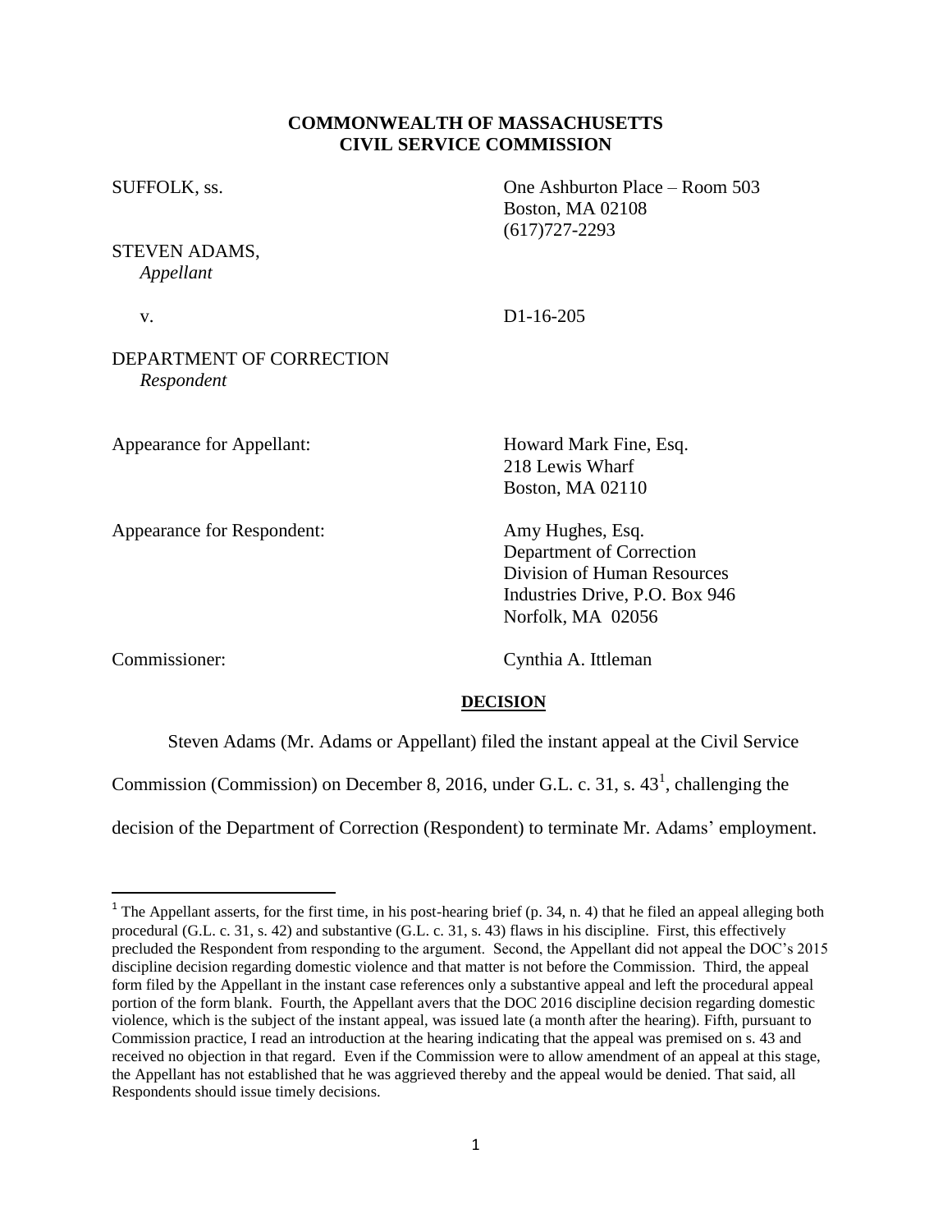**COMMONWEALTH OF MASSACHUSETTS**
**CIVIL SERVICE COMMISSION**

SUFFOLK, ss.

One Ashburton Place – Room 503
Boston, MA 02108
(617)727-2293

STEVEN ADAMS,
*Appellant*

v.

D1-16-205

DEPARTMENT OF CORRECTION
*Respondent*

Appearance for Appellant:

Howard Mark Fine, Esq.
218 Lewis Wharf
Boston, MA 02110

Appearance for Respondent:

Amy Hughes, Esq.
Department of Correction
Division of Human Resources
Industries Drive, P.O. Box 946
Norfolk, MA 02056

Commissioner:

Cynthia A. Ittleman

**DECISION**

Steven Adams (Mr. Adams or Appellant) filed the instant appeal at the Civil Service Commission (Commission) on December 8, 2016, under G.L. c. 31, s. 43[1], challenging the decision of the Department of Correction (Respondent) to terminate Mr. Adams' employment.

---

[1] The Appellant asserts, for the first time, in his post-hearing brief (p. 34, n. 4) that he filed an appeal alleging both procedural (G.L. c. 31, s. 42) and substantive (G.L. c. 31, s. 43) flaws in his discipline. First, this effectively precluded the Respondent from responding to the argument. Second, the Appellant did not appeal the DOC's 2015 discipline decision regarding domestic violence and that matter is not before the Commission. Third, the appeal form filed by the Appellant in the instant case references only a substantive appeal and left the procedural appeal portion of the form blank. Fourth, the Appellant avers that the DOC 2016 discipline decision regarding domestic violence, which is the subject of the instant appeal, was issued late (a month after the hearing). Fifth, pursuant to Commission practice, I read an introduction at the hearing indicating that the appeal was premised on s. 43 and received no objection in that regard. Even if the Commission were to allow amendment of an appeal at this stage, the Appellant has not established that he was aggrieved thereby and the appeal would be denied. That said, all Respondents should issue timely decisions.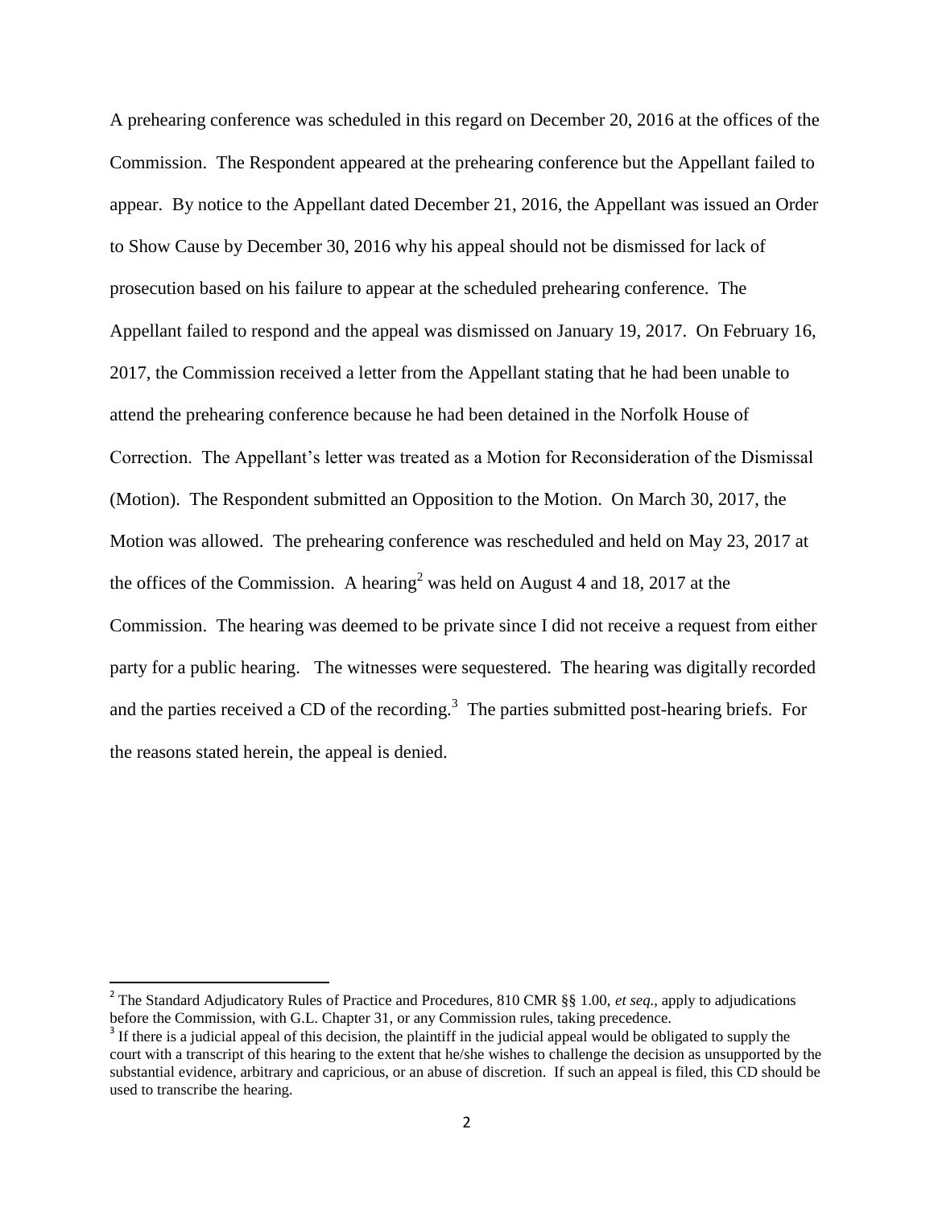A prehearing conference was scheduled in this regard on December 20, 2016 at the offices of the Commission. The Respondent appeared at the prehearing conference but the Appellant failed to appear. By notice to the Appellant dated December 21, 2016, the Appellant was issued an Order to Show Cause by December 30, 2016 why his appeal should not be dismissed for lack of prosecution based on his failure to appear at the scheduled prehearing conference. The Appellant failed to respond and the appeal was dismissed on January 19, 2017. On February 16, 2017, the Commission received a letter from the Appellant stating that he had been unable to attend the prehearing conference because he had been detained in the Norfolk House of Correction. The Appellant's letter was treated as a Motion for Reconsideration of the Dismissal (Motion). The Respondent submitted an Opposition to the Motion. On March 30, 2017, the Motion was allowed. The prehearing conference was rescheduled and held on May 23, 2017 at the offices of the Commission. A hearing[2] was held on August 4 and 18, 2017 at the Commission. The hearing was deemed to be private since I did not receive a request from either party for a public hearing. The witnesses were sequestered. The hearing was digitally recorded and the parties received a CD of the recording.[3] The parties submitted post-hearing briefs. For the reasons stated herein, the appeal is denied.

---

[2] The Standard Adjudicatory Rules of Practice and Procedures, 810 CMR §§ 1.00, *et seq.*, apply to adjudications before the Commission, with G.L. Chapter 31, or any Commission rules, taking precedence.

[3] If there is a judicial appeal of this decision, the plaintiff in the judicial appeal would be obligated to supply the court with a transcript of this hearing to the extent that he/she wishes to challenge the decision as unsupported by the substantial evidence, arbitrary and capricious, or an abuse of discretion. If such an appeal is filed, this CD should be used to transcribe the hearing.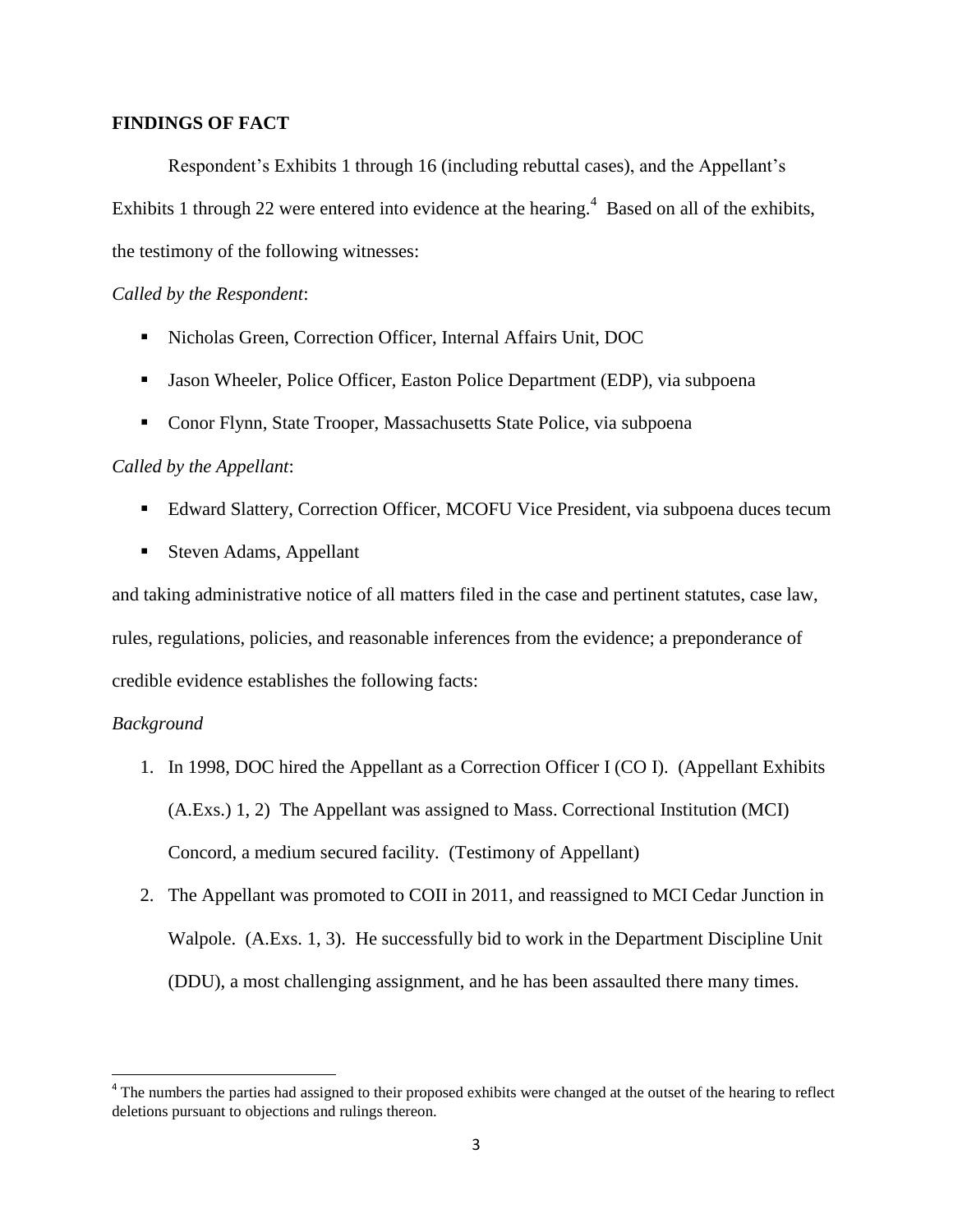**FINDINGS OF FACT**

Respondent's Exhibits 1 through 16 (including rebuttal cases), and the Appellant's Exhibits 1 through 22 were entered into evidence at the hearing.[4] Based on all of the exhibits, the testimony of the following witnesses:

*Called by the Respondent*:

- Nicholas Green, Correction Officer, Internal Affairs Unit, DOC
- Jason Wheeler, Police Officer, Easton Police Department (EDP), via subpoena
- Conor Flynn, State Trooper, Massachusetts State Police, via subpoena

*Called by the Appellant*:

- Edward Slattery, Correction Officer, MCOFU Vice President, via subpoena duces tecum
- Steven Adams, Appellant

and taking administrative notice of all matters filed in the case and pertinent statutes, case law, rules, regulations, policies, and reasonable inferences from the evidence; a preponderance of credible evidence establishes the following facts:

*Background*

1. In 1998, DOC hired the Appellant as a Correction Officer I (CO I). (Appellant Exhibits (A.Exs.) 1, 2) The Appellant was assigned to Mass. Correctional Institution (MCI) Concord, a medium secured facility. (Testimony of Appellant)
2. The Appellant was promoted to COII in 2011, and reassigned to MCI Cedar Junction in Walpole. (A.Exs. 1, 3). He successfully bid to work in the Department Discipline Unit (DDU), a most challenging assignment, and he has been assaulted there many times.

[4] The numbers the parties had assigned to their proposed exhibits were changed at the outset of the hearing to reflect deletions pursuant to objections and rulings thereon.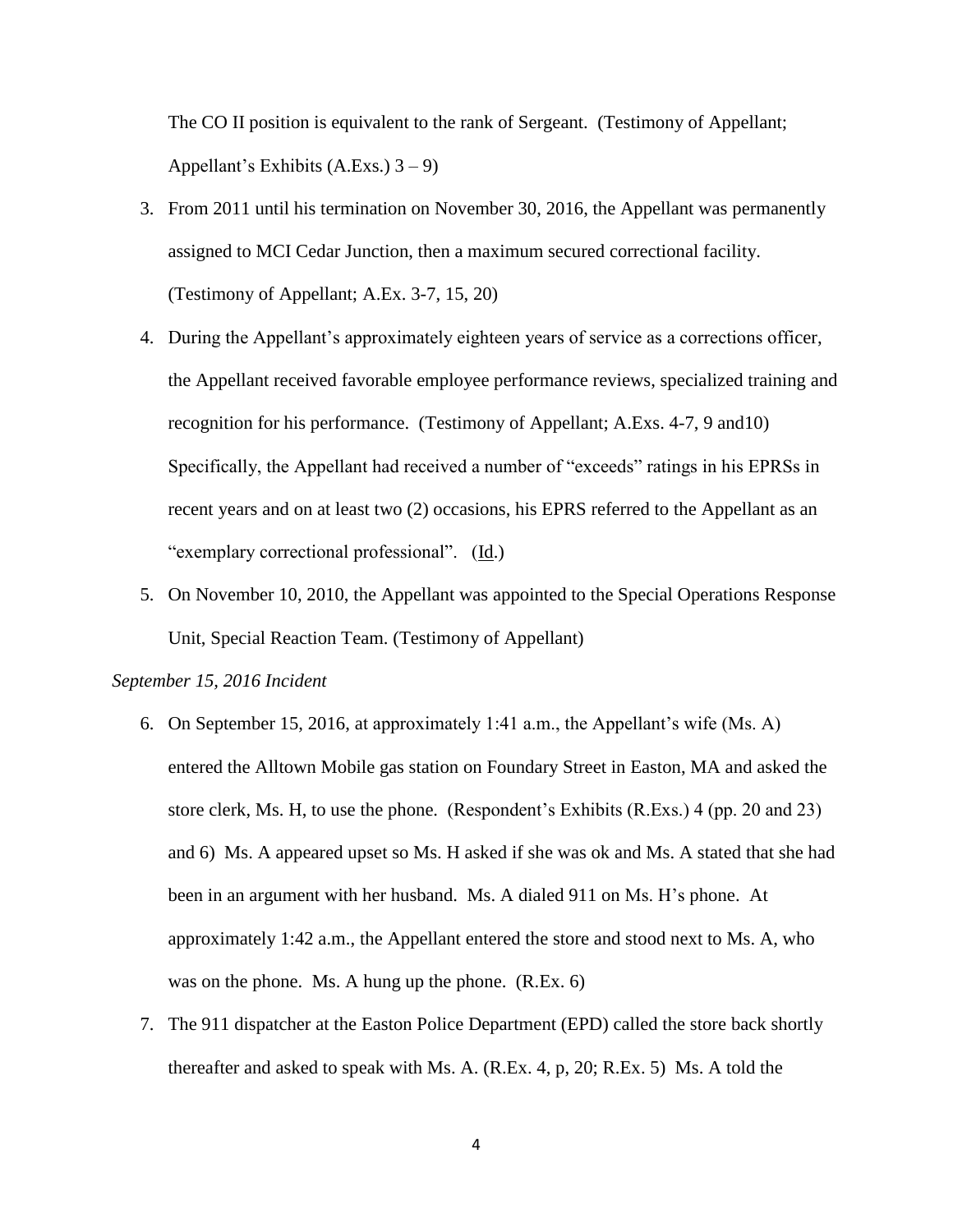The CO II position is equivalent to the rank of Sergeant. (Testimony of Appellant; Appellant's Exhibits (A.Exs.) 3 – 9)

3. From 2011 until his termination on November 30, 2016, the Appellant was permanently assigned to MCI Cedar Junction, then a maximum secured correctional facility. (Testimony of Appellant; A.Ex. 3-7, 15, 20)

4. During the Appellant's approximately eighteen years of service as a corrections officer, the Appellant received favorable employee performance reviews, specialized training and recognition for his performance. (Testimony of Appellant; A.Exs. 4-7, 9 and10) Specifically, the Appellant had received a number of "exceeds" ratings in his EPRSs in recent years and on at least two (2) occasions, his EPRS referred to the Appellant as an "exemplary correctional professional". (Id.)

5. On November 10, 2010, the Appellant was appointed to the Special Operations Response Unit, Special Reaction Team. (Testimony of Appellant)

*September 15, 2016 Incident*

6. On September 15, 2016, at approximately 1:41 a.m., the Appellant's wife (Ms. A) entered the Alltown Mobile gas station on Foundary Street in Easton, MA and asked the store clerk, Ms. H, to use the phone. (Respondent's Exhibits (R.Exs.) 4 (pp. 20 and 23) and 6) Ms. A appeared upset so Ms. H asked if she was ok and Ms. A stated that she had been in an argument with her husband. Ms. A dialed 911 on Ms. H's phone. At approximately 1:42 a.m., the Appellant entered the store and stood next to Ms. A, who was on the phone. Ms. A hung up the phone. (R.Ex. 6)

7. The 911 dispatcher at the Easton Police Department (EPD) called the store back shortly thereafter and asked to speak with Ms. A. (R.Ex. 4, p, 20; R.Ex. 5) Ms. A told the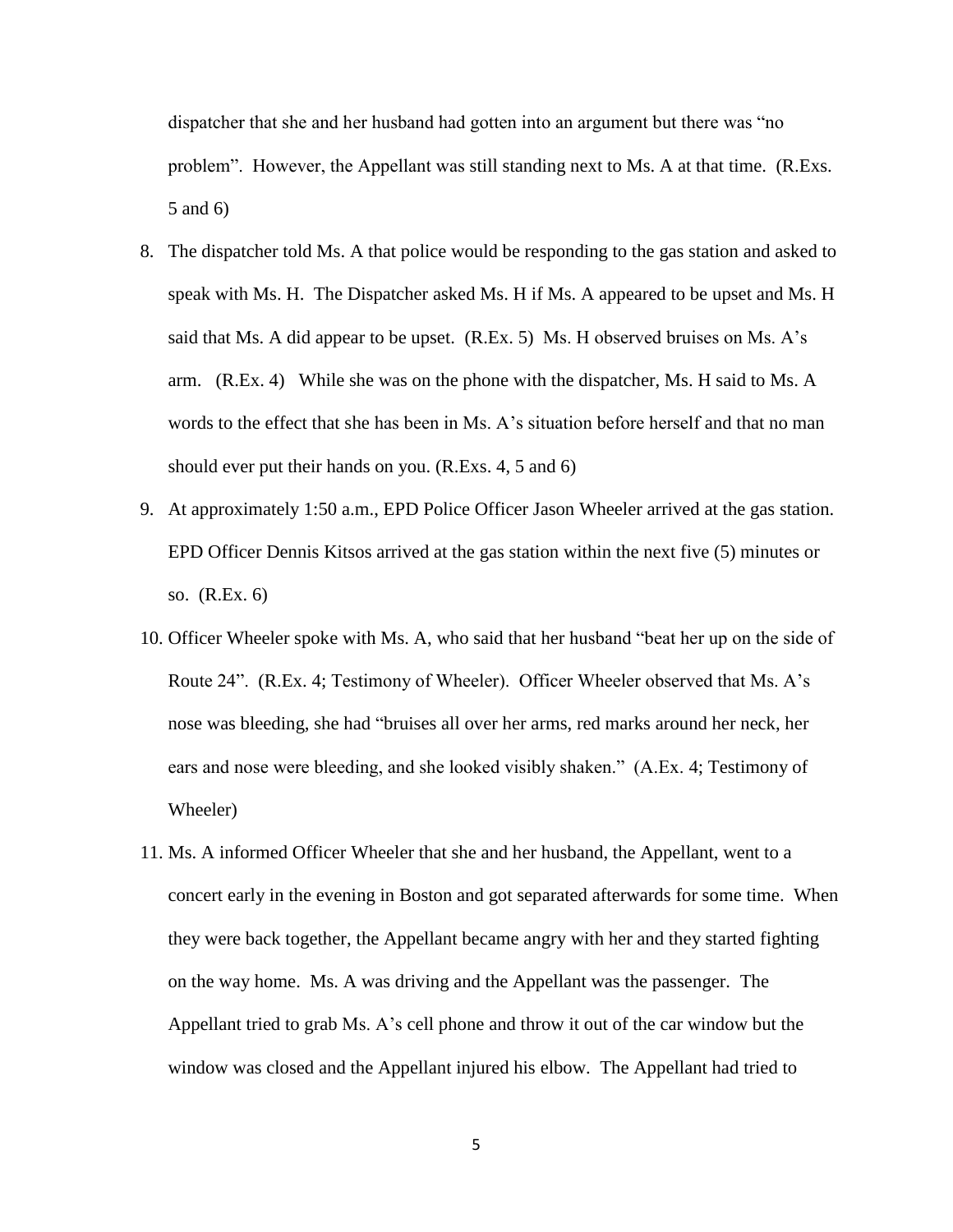dispatcher that she and her husband had gotten into an argument but there was "no problem". However, the Appellant was still standing next to Ms. A at that time. (R.Exs. 5 and 6)

8. The dispatcher told Ms. A that police would be responding to the gas station and asked to speak with Ms. H. The Dispatcher asked Ms. H if Ms. A appeared to be upset and Ms. H said that Ms. A did appear to be upset. (R.Ex. 5) Ms. H observed bruises on Ms. A's arm. (R.Ex. 4) While she was on the phone with the dispatcher, Ms. H said to Ms. A words to the effect that she has been in Ms. A's situation before herself and that no man should ever put their hands on you. (R.Exs. 4, 5 and 6)
9. At approximately 1:50 a.m., EPD Police Officer Jason Wheeler arrived at the gas station. EPD Officer Dennis Kitsos arrived at the gas station within the next five (5) minutes or so. (R.Ex. 6)
10. Officer Wheeler spoke with Ms. A, who said that her husband "beat her up on the side of Route 24". (R.Ex. 4; Testimony of Wheeler). Officer Wheeler observed that Ms. A's nose was bleeding, she had "bruises all over her arms, red marks around her neck, her ears and nose were bleeding, and she looked visibly shaken." (A.Ex. 4; Testimony of Wheeler)
11. Ms. A informed Officer Wheeler that she and her husband, the Appellant, went to a concert early in the evening in Boston and got separated afterwards for some time. When they were back together, the Appellant became angry with her and they started fighting on the way home. Ms. A was driving and the Appellant was the passenger. The Appellant tried to grab Ms. A's cell phone and throw it out of the car window but the window was closed and the Appellant injured his elbow. The Appellant had tried to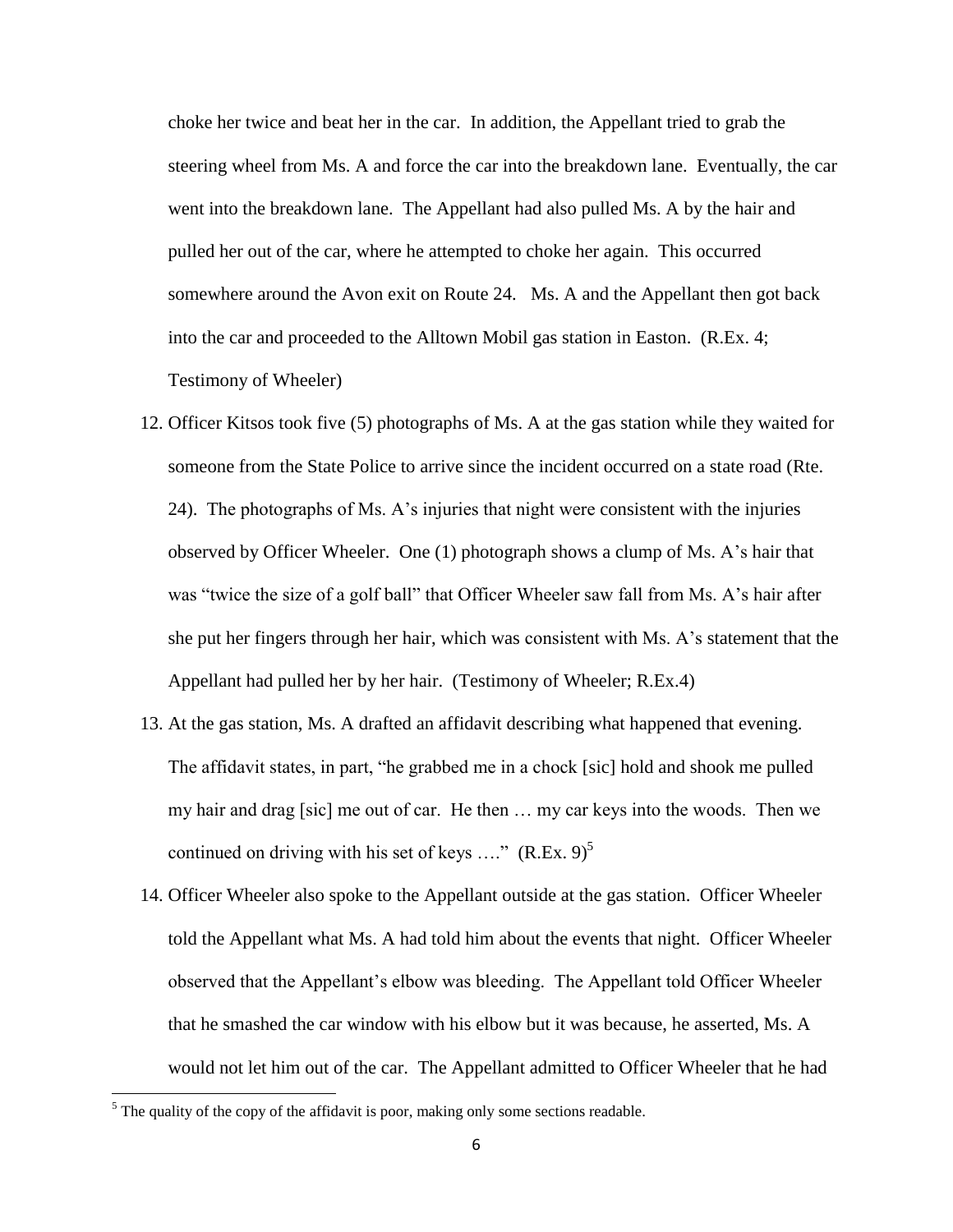choke her twice and beat her in the car. In addition, the Appellant tried to grab the steering wheel from Ms. A and force the car into the breakdown lane. Eventually, the car went into the breakdown lane. The Appellant had also pulled Ms. A by the hair and pulled her out of the car, where he attempted to choke her again. This occurred somewhere around the Avon exit on Route 24. Ms. A and the Appellant then got back into the car and proceeded to the Alltown Mobil gas station in Easton. (R.Ex. 4; Testimony of Wheeler)

12. Officer Kitsos took five (5) photographs of Ms. A at the gas station while they waited for someone from the State Police to arrive since the incident occurred on a state road (Rte. 24). The photographs of Ms. A's injuries that night were consistent with the injuries observed by Officer Wheeler. One (1) photograph shows a clump of Ms. A's hair that was "twice the size of a golf ball" that Officer Wheeler saw fall from Ms. A's hair after she put her fingers through her hair, which was consistent with Ms. A's statement that the Appellant had pulled her by her hair. (Testimony of Wheeler; R.Ex.4)

13. At the gas station, Ms. A drafted an affidavit describing what happened that evening. The affidavit states, in part, "he grabbed me in a chock [sic] hold and shook me pulled my hair and drag [sic] me out of car. He then … my car keys into the woods. Then we continued on driving with his set of keys …." (R.Ex. 9)[5]

14. Officer Wheeler also spoke to the Appellant outside at the gas station. Officer Wheeler told the Appellant what Ms. A had told him about the events that night. Officer Wheeler observed that the Appellant's elbow was bleeding. The Appellant told Officer Wheeler that he smashed the car window with his elbow but it was because, he asserted, Ms. A would not let him out of the car. The Appellant admitted to Officer Wheeler that he had

[5] The quality of the copy of the affidavit is poor, making only some sections readable.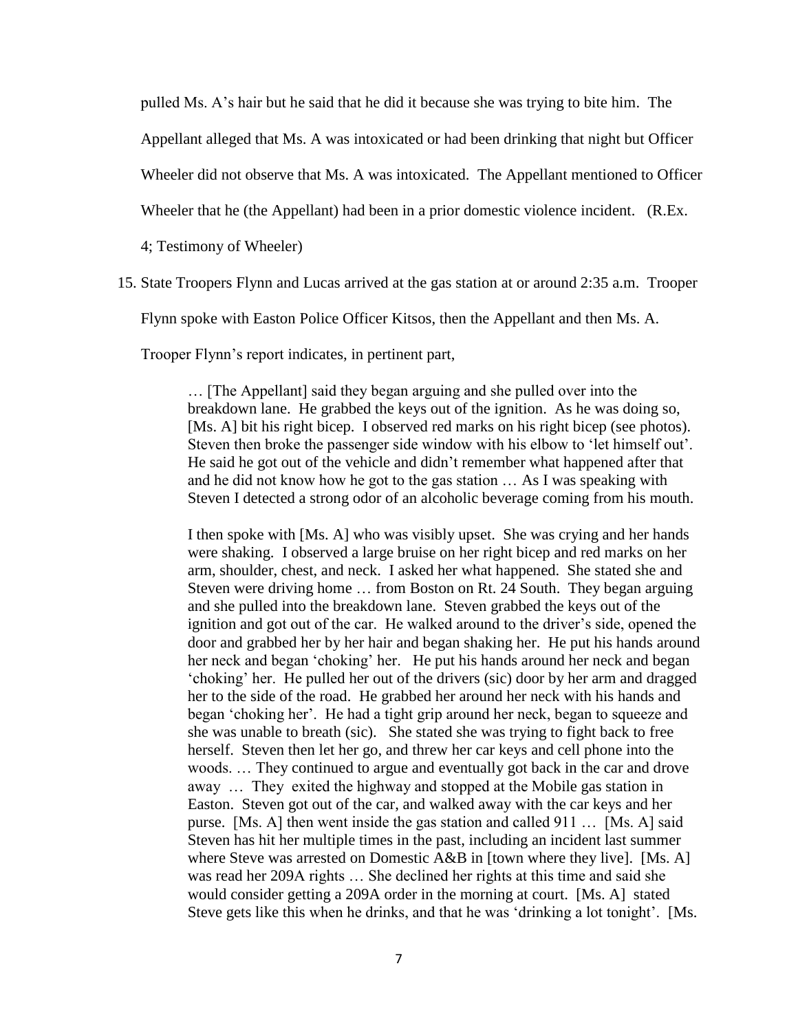pulled Ms. A's hair but he said that he did it because she was trying to bite him. The Appellant alleged that Ms. A was intoxicated or had been drinking that night but Officer Wheeler did not observe that Ms. A was intoxicated. The Appellant mentioned to Officer Wheeler that he (the Appellant) had been in a prior domestic violence incident. (R.Ex. 4; Testimony of Wheeler)

15. State Troopers Flynn and Lucas arrived at the gas station at or around 2:35 a.m. Trooper Flynn spoke with Easton Police Officer Kitsos, then the Appellant and then Ms. A. Trooper Flynn's report indicates, in pertinent part,

> … [The Appellant] said they began arguing and she pulled over into the breakdown lane. He grabbed the keys out of the ignition. As he was doing so, [Ms. A] bit his right bicep. I observed red marks on his right bicep (see photos). Steven then broke the passenger side window with his elbow to 'let himself out'. He said he got out of the vehicle and didn't remember what happened after that and he did not know how he got to the gas station … As I was speaking with Steven I detected a strong odor of an alcoholic beverage coming from his mouth.
>
> I then spoke with [Ms. A] who was visibly upset. She was crying and her hands were shaking. I observed a large bruise on her right bicep and red marks on her arm, shoulder, chest, and neck. I asked her what happened. She stated she and Steven were driving home … from Boston on Rt. 24 South. They began arguing and she pulled into the breakdown lane. Steven grabbed the keys out of the ignition and got out of the car. He walked around to the driver's side, opened the door and grabbed her by her hair and began shaking her. He put his hands around her neck and began 'choking' her. He put his hands around her neck and began 'choking' her. He pulled her out of the drivers (sic) door by her arm and dragged her to the side of the road. He grabbed her around her neck with his hands and began 'choking her'. He had a tight grip around her neck, began to squeeze and she was unable to breath (sic). She stated she was trying to fight back to free herself. Steven then let her go, and threw her car keys and cell phone into the woods. … They continued to argue and eventually got back in the car and drove away … They exited the highway and stopped at the Mobile gas station in Easton. Steven got out of the car, and walked away with the car keys and her purse. [Ms. A] then went inside the gas station and called 911 … [Ms. A] said Steven has hit her multiple times in the past, including an incident last summer where Steve was arrested on Domestic A&B in [town where they live]. [Ms. A] was read her 209A rights … She declined her rights at this time and said she would consider getting a 209A order in the morning at court. [Ms. A] stated Steve gets like this when he drinks, and that he was 'drinking a lot tonight'. [Ms.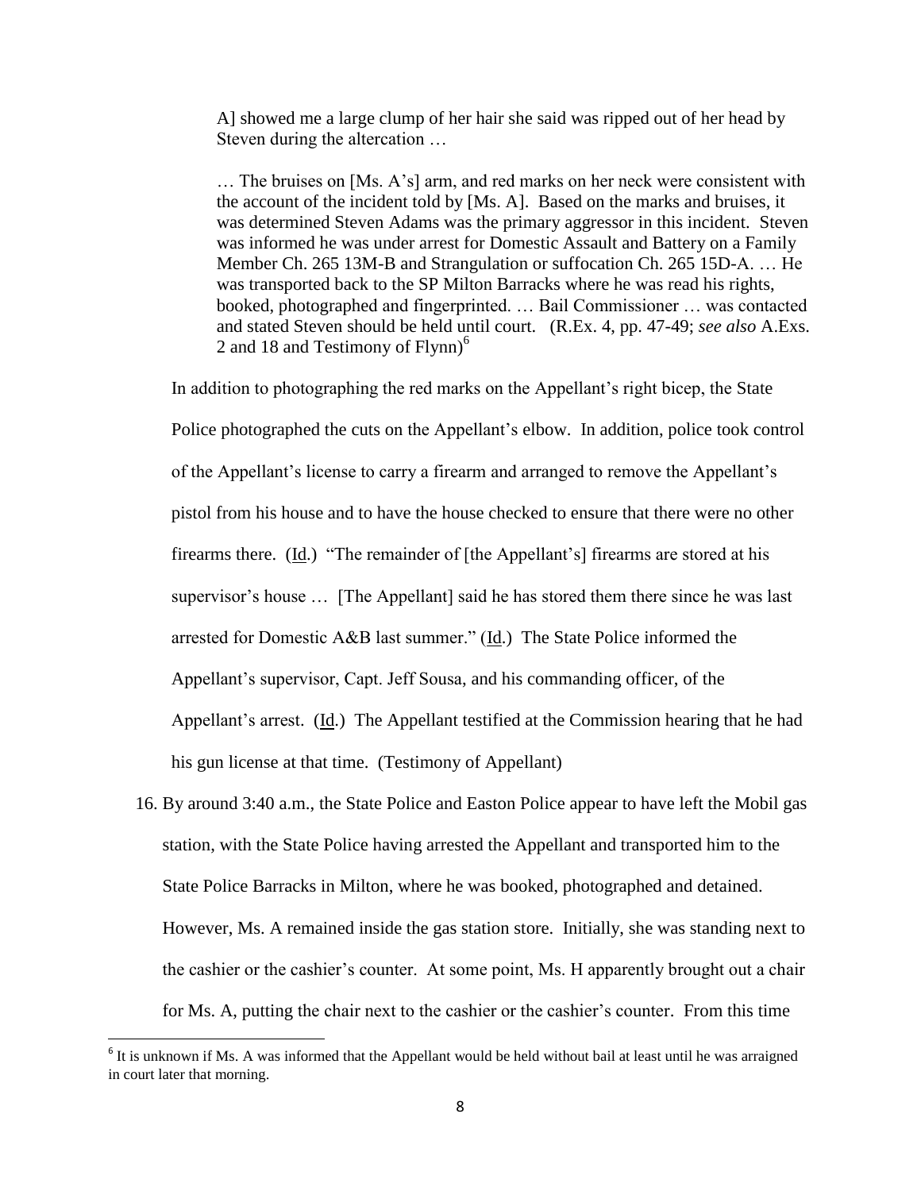> A] showed me a large clump of her hair she said was ripped out of her head by Steven during the altercation …
>
> … The bruises on [Ms. A's] arm, and red marks on her neck were consistent with the account of the incident told by [Ms. A]. Based on the marks and bruises, it was determined Steven Adams was the primary aggressor in this incident. Steven was informed he was under arrest for Domestic Assault and Battery on a Family Member Ch. 265 13M-B and Strangulation or suffocation Ch. 265 15D-A. … He was transported back to the SP Milton Barracks where he was read his rights, booked, photographed and fingerprinted. … Bail Commissioner … was contacted and stated Steven should be held until court. (R.Ex. 4, pp. 47-49; *see also* A.Exs. 2 and 18 and Testimony of Flynn)[6]

In addition to photographing the red marks on the Appellant's right bicep, the State Police photographed the cuts on the Appellant's elbow. In addition, police took control of the Appellant's license to carry a firearm and arranged to remove the Appellant's pistol from his house and to have the house checked to ensure that there were no other firearms there. (Id.) "The remainder of [the Appellant's] firearms are stored at his supervisor's house … [The Appellant] said he has stored them there since he was last arrested for Domestic A&B last summer." (Id.) The State Police informed the Appellant's supervisor, Capt. Jeff Sousa, and his commanding officer, of the Appellant's arrest. (Id.) The Appellant testified at the Commission hearing that he had his gun license at that time. (Testimony of Appellant)

16. By around 3:40 a.m., the State Police and Easton Police appear to have left the Mobil gas station, with the State Police having arrested the Appellant and transported him to the State Police Barracks in Milton, where he was booked, photographed and detained. However, Ms. A remained inside the gas station store. Initially, she was standing next to the cashier or the cashier's counter. At some point, Ms. H apparently brought out a chair for Ms. A, putting the chair next to the cashier or the cashier's counter. From this time

---

[6] It is unknown if Ms. A was informed that the Appellant would be held without bail at least until he was arraigned in court later that morning.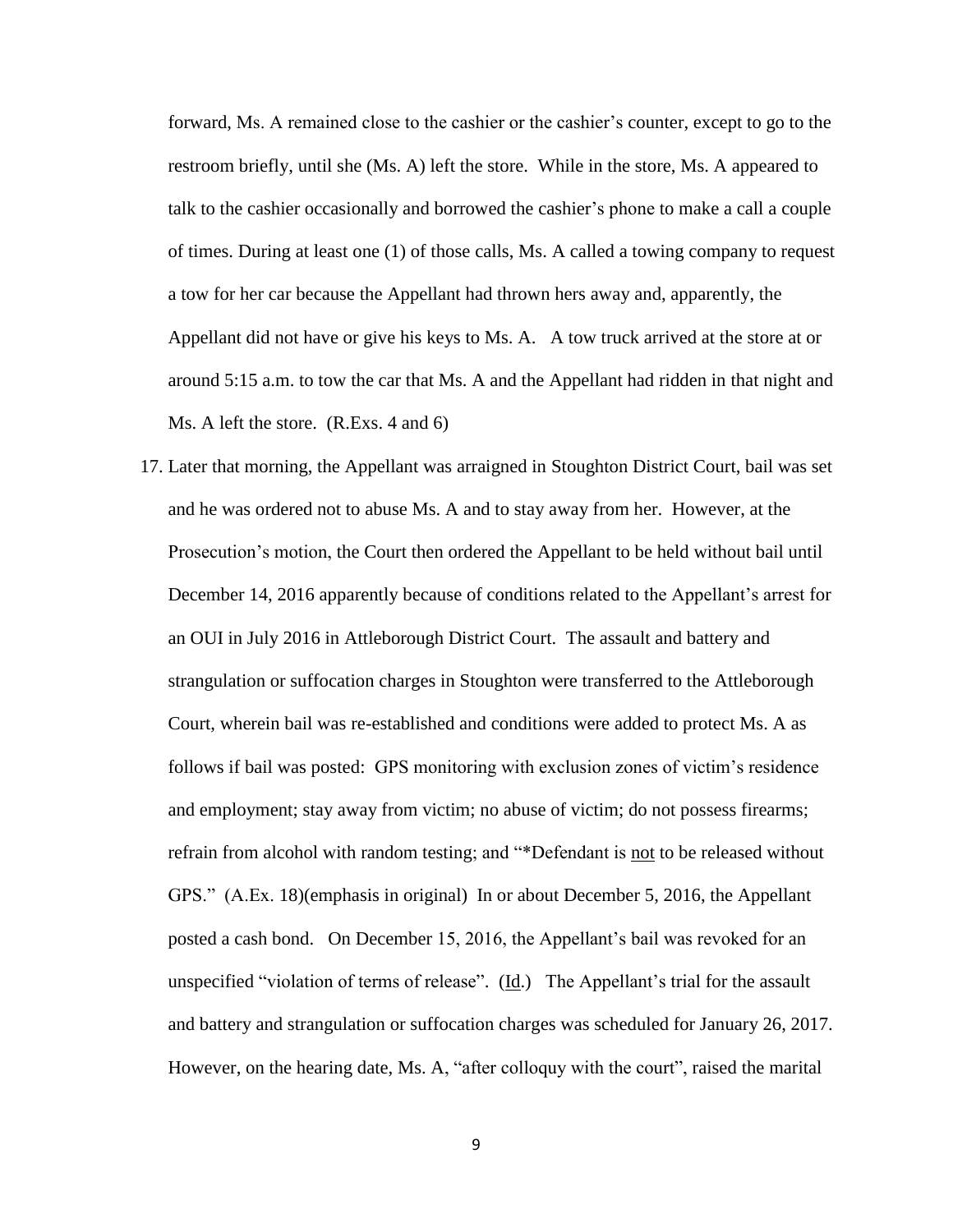forward, Ms. A remained close to the cashier or the cashier's counter, except to go to the restroom briefly, until she (Ms. A) left the store. While in the store, Ms. A appeared to talk to the cashier occasionally and borrowed the cashier's phone to make a call a couple of times. During at least one (1) of those calls, Ms. A called a towing company to request a tow for her car because the Appellant had thrown hers away and, apparently, the Appellant did not have or give his keys to Ms. A. A tow truck arrived at the store at or around 5:15 a.m. to tow the car that Ms. A and the Appellant had ridden in that night and Ms. A left the store. (R.Exs. 4 and 6)

17. Later that morning, the Appellant was arraigned in Stoughton District Court, bail was set and he was ordered not to abuse Ms. A and to stay away from her. However, at the Prosecution's motion, the Court then ordered the Appellant to be held without bail until December 14, 2016 apparently because of conditions related to the Appellant's arrest for an OUI in July 2016 in Attleborough District Court. The assault and battery and strangulation or suffocation charges in Stoughton were transferred to the Attleborough Court, wherein bail was re-established and conditions were added to protect Ms. A as follows if bail was posted: GPS monitoring with exclusion zones of victim's residence and employment; stay away from victim; no abuse of victim; do not possess firearms; refrain from alcohol with random testing; and "*Defendant is <u>not</u> to be released without GPS." (A.Ex. 18)(emphasis in original) In or about December 5, 2016, the Appellant posted a cash bond. On December 15, 2016, the Appellant's bail was revoked for an unspecified "violation of terms of release". (<u>Id</u>.) The Appellant's trial for the assault and battery and strangulation or suffocation charges was scheduled for January 26, 2017. However, on the hearing date, Ms. A, "after colloquy with the court", raised the marital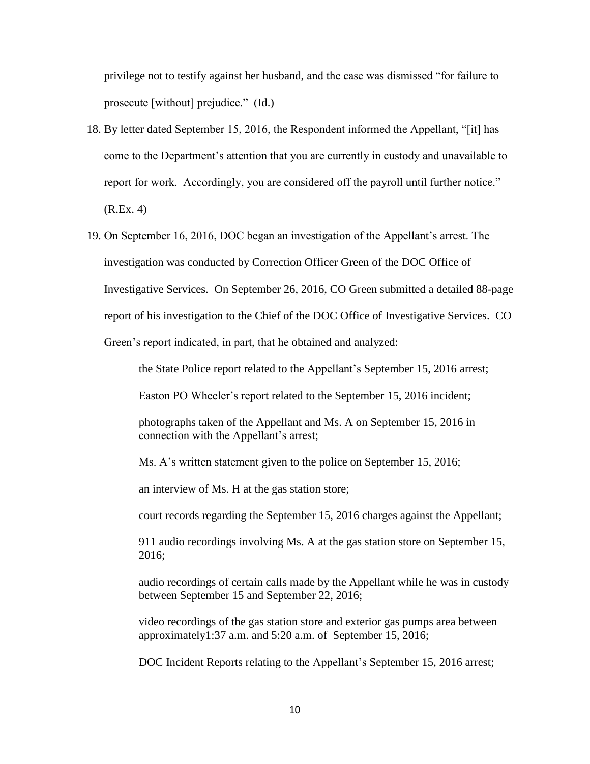privilege not to testify against her husband, and the case was dismissed "for failure to prosecute [without] prejudice." (Id.)

18. By letter dated September 15, 2016, the Respondent informed the Appellant, "[it] has come to the Department's attention that you are currently in custody and unavailable to report for work. Accordingly, you are considered off the payroll until further notice." (R.Ex. 4)

19. On September 16, 2016, DOC began an investigation of the Appellant's arrest. The investigation was conducted by Correction Officer Green of the DOC Office of Investigative Services. On September 26, 2016, CO Green submitted a detailed 88-page report of his investigation to the Chief of the DOC Office of Investigative Services. CO Green's report indicated, in part, that he obtained and analyzed:

    the State Police report related to the Appellant's September 15, 2016 arrest;

    Easton PO Wheeler's report related to the September 15, 2016 incident;

    photographs taken of the Appellant and Ms. A on September 15, 2016 in connection with the Appellant's arrest;

    Ms. A's written statement given to the police on September 15, 2016;

    an interview of Ms. H at the gas station store;

    court records regarding the September 15, 2016 charges against the Appellant;

    911 audio recordings involving Ms. A at the gas station store on September 15, 2016;

    audio recordings of certain calls made by the Appellant while he was in custody between September 15 and September 22, 2016;

    video recordings of the gas station store and exterior gas pumps area between approximately1:37 a.m. and 5:20 a.m. of September 15, 2016;

    DOC Incident Reports relating to the Appellant's September 15, 2016 arrest;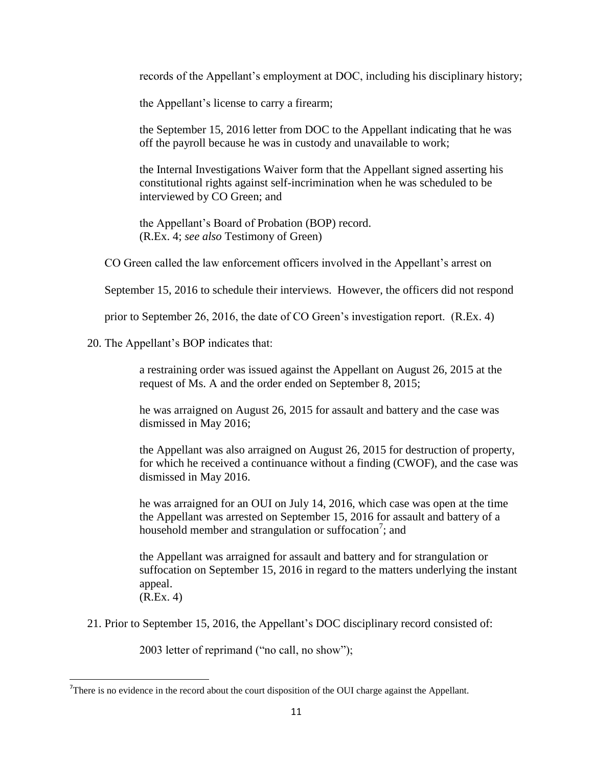records of the Appellant's employment at DOC, including his disciplinary history;

the Appellant's license to carry a firearm;

the September 15, 2016 letter from DOC to the Appellant indicating that he was off the payroll because he was in custody and unavailable to work;

the Internal Investigations Waiver form that the Appellant signed asserting his constitutional rights against self-incrimination when he was scheduled to be interviewed by CO Green; and

the Appellant's Board of Probation (BOP) record.
(R.Ex. 4; *see also* Testimony of Green)

CO Green called the law enforcement officers involved in the Appellant's arrest on September 15, 2016 to schedule their interviews. However, the officers did not respond prior to September 26, 2016, the date of CO Green's investigation report. (R.Ex. 4)

20. The Appellant's BOP indicates that:

    a restraining order was issued against the Appellant on August 26, 2015 at the request of Ms. A and the order ended on September 8, 2015;

    he was arraigned on August 26, 2015 for assault and battery and the case was dismissed in May 2016;

    the Appellant was also arraigned on August 26, 2015 for destruction of property, for which he received a continuance without a finding (CWOF), and the case was dismissed in May 2016.

    he was arraigned for an OUI on July 14, 2016, which case was open at the time the Appellant was arrested on September 15, 2016 for assault and battery of a household member and strangulation or suffocation[7]; and

    the Appellant was arraigned for assault and battery and for strangulation or suffocation on September 15, 2016 in regard to the matters underlying the instant appeal.
    (R.Ex. 4)

21. Prior to September 15, 2016, the Appellant's DOC disciplinary record consisted of:

    2003 letter of reprimand ("no call, no show");

---

[7]There is no evidence in the record about the court disposition of the OUI charge against the Appellant.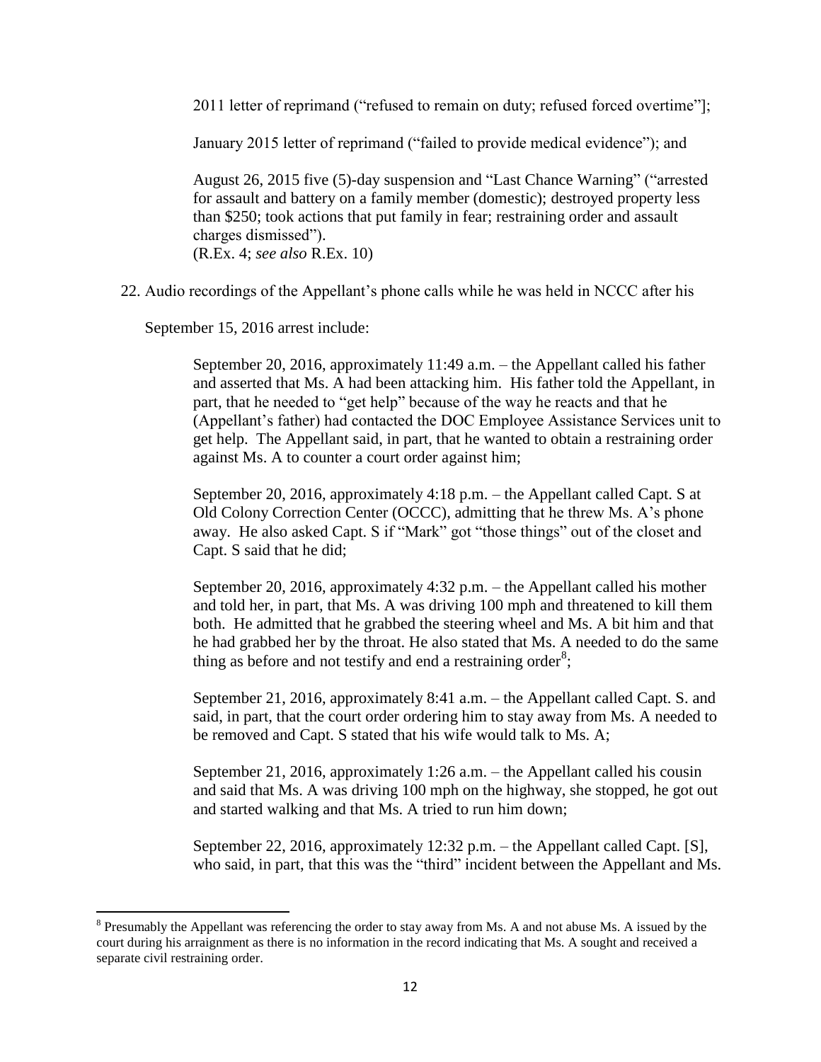2011 letter of reprimand ("refused to remain on duty; refused forced overtime"];

January 2015 letter of reprimand ("failed to provide medical evidence"); and

August 26, 2015 five (5)-day suspension and "Last Chance Warning" ("arrested for assault and battery on a family member (domestic); destroyed property less than $250; took actions that put family in fear; restraining order and assault charges dismissed").
(R.Ex. 4; *see also* R.Ex. 10)

22. Audio recordings of the Appellant's phone calls while he was held in NCCC after his September 15, 2016 arrest include:

    September 20, 2016, approximately 11:49 a.m. – the Appellant called his father and asserted that Ms. A had been attacking him. His father told the Appellant, in part, that he needed to "get help" because of the way he reacts and that he (Appellant's father) had contacted the DOC Employee Assistance Services unit to get help. The Appellant said, in part, that he wanted to obtain a restraining order against Ms. A to counter a court order against him;

    September 20, 2016, approximately 4:18 p.m. – the Appellant called Capt. S at Old Colony Correction Center (OCCC), admitting that he threw Ms. A's phone away. He also asked Capt. S if "Mark" got "those things" out of the closet and Capt. S said that he did;

    September 20, 2016, approximately 4:32 p.m. – the Appellant called his mother and told her, in part, that Ms. A was driving 100 mph and threatened to kill them both. He admitted that he grabbed the steering wheel and Ms. A bit him and that he had grabbed her by the throat. He also stated that Ms. A needed to do the same thing as before and not testify and end a restraining order[8];

    September 21, 2016, approximately 8:41 a.m. – the Appellant called Capt. S. and said, in part, that the court order ordering him to stay away from Ms. A needed to be removed and Capt. S stated that his wife would talk to Ms. A;

    September 21, 2016, approximately 1:26 a.m. – the Appellant called his cousin and said that Ms. A was driving 100 mph on the highway, she stopped, he got out and started walking and that Ms. A tried to run him down;

    September 22, 2016, approximately 12:32 p.m. – the Appellant called Capt. [S], who said, in part, that this was the "third" incident between the Appellant and Ms.

[8] Presumably the Appellant was referencing the order to stay away from Ms. A and not abuse Ms. A issued by the court during his arraignment as there is no information in the record indicating that Ms. A sought and received a separate civil restraining order.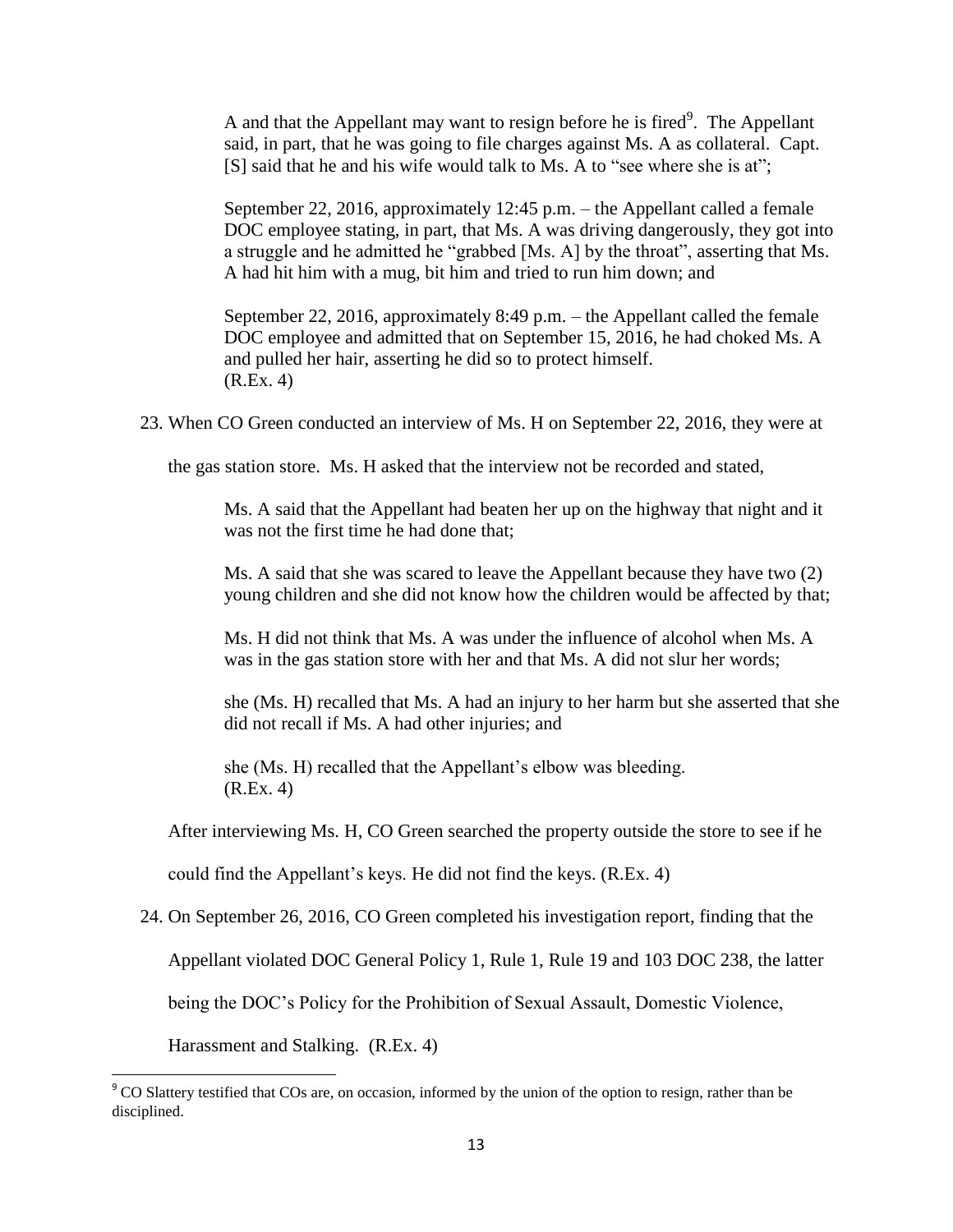A and that the Appellant may want to resign before he is fired[9]. The Appellant said, in part, that he was going to file charges against Ms. A as collateral. Capt. [S] said that he and his wife would talk to Ms. A to "see where she is at";

> September 22, 2016, approximately 12:45 p.m. – the Appellant called a female DOC employee stating, in part, that Ms. A was driving dangerously, they got into a struggle and he admitted he "grabbed [Ms. A] by the throat", asserting that Ms. A had hit him with a mug, bit him and tried to run him down; and
>
> September 22, 2016, approximately 8:49 p.m. – the Appellant called the female DOC employee and admitted that on September 15, 2016, he had choked Ms. A and pulled her hair, asserting he did so to protect himself.
> (R.Ex. 4)

23. When CO Green conducted an interview of Ms. H on September 22, 2016, they were at the gas station store. Ms. H asked that the interview not be recorded and stated,

> Ms. A said that the Appellant had beaten her up on the highway that night and it was not the first time he had done that;
>
> Ms. A said that she was scared to leave the Appellant because they have two (2) young children and she did not know how the children would be affected by that;
>
> Ms. H did not think that Ms. A was under the influence of alcohol when Ms. A was in the gas station store with her and that Ms. A did not slur her words;
>
> she (Ms. H) recalled that Ms. A had an injury to her harm but she asserted that she did not recall if Ms. A had other injuries; and
>
> she (Ms. H) recalled that the Appellant's elbow was bleeding.
> (R.Ex. 4)

After interviewing Ms. H, CO Green searched the property outside the store to see if he could find the Appellant's keys. He did not find the keys. (R.Ex. 4)

24. On September 26, 2016, CO Green completed his investigation report, finding that the Appellant violated DOC General Policy 1, Rule 1, Rule 19 and 103 DOC 238, the latter being the DOC's Policy for the Prohibition of Sexual Assault, Domestic Violence, Harassment and Stalking. (R.Ex. 4)

---

[9] CO Slattery testified that COs are, on occasion, informed by the union of the option to resign, rather than be disciplined.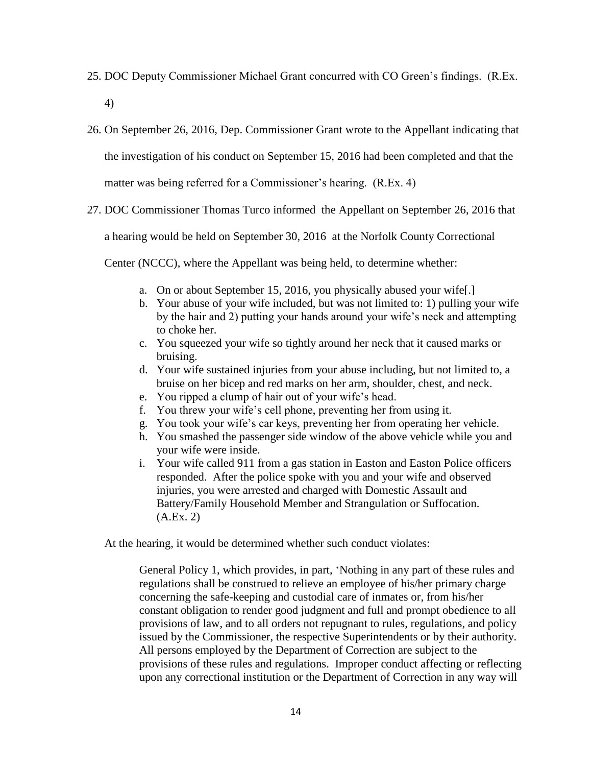25. DOC Deputy Commissioner Michael Grant concurred with CO Green's findings. (R.Ex. 4)

26. On September 26, 2016, Dep. Commissioner Grant wrote to the Appellant indicating that the investigation of his conduct on September 15, 2016 had been completed and that the matter was being referred for a Commissioner's hearing. (R.Ex. 4)

27. DOC Commissioner Thomas Turco informed the Appellant on September 26, 2016 that a hearing would be held on September 30, 2016 at the Norfolk County Correctional Center (NCCC), where the Appellant was being held, to determine whether:

    a. On or about September 15, 2016, you physically abused your wife[.]
    b. Your abuse of your wife included, but was not limited to: 1) pulling your wife by the hair and 2) putting your hands around your wife's neck and attempting to choke her.
    c. You squeezed your wife so tightly around her neck that it caused marks or bruising.
    d. Your wife sustained injuries from your abuse including, but not limited to, a bruise on her bicep and red marks on her arm, shoulder, chest, and neck.
    e. You ripped a clump of hair out of your wife's head.
    f. You threw your wife's cell phone, preventing her from using it.
    g. You took your wife's car keys, preventing her from operating her vehicle.
    h. You smashed the passenger side window of the above vehicle while you and your wife were inside.
    i. Your wife called 911 from a gas station in Easton and Easton Police officers responded. After the police spoke with you and your wife and observed injuries, you were arrested and charged with Domestic Assault and Battery/Family Household Member and Strangulation or Suffocation. (A.Ex. 2)

    At the hearing, it would be determined whether such conduct violates:

    > General Policy 1, which provides, in part, 'Nothing in any part of these rules and regulations shall be construed to relieve an employee of his/her primary charge concerning the safe-keeping and custodial care of inmates or, from his/her constant obligation to render good judgment and full and prompt obedience to all provisions of law, and to all orders not repugnant to rules, regulations, and policy issued by the Commissioner, the respective Superintendents or by their authority. All persons employed by the Department of Correction are subject to the provisions of these rules and regulations. Improper conduct affecting or reflecting upon any correctional institution or the Department of Correction in any way will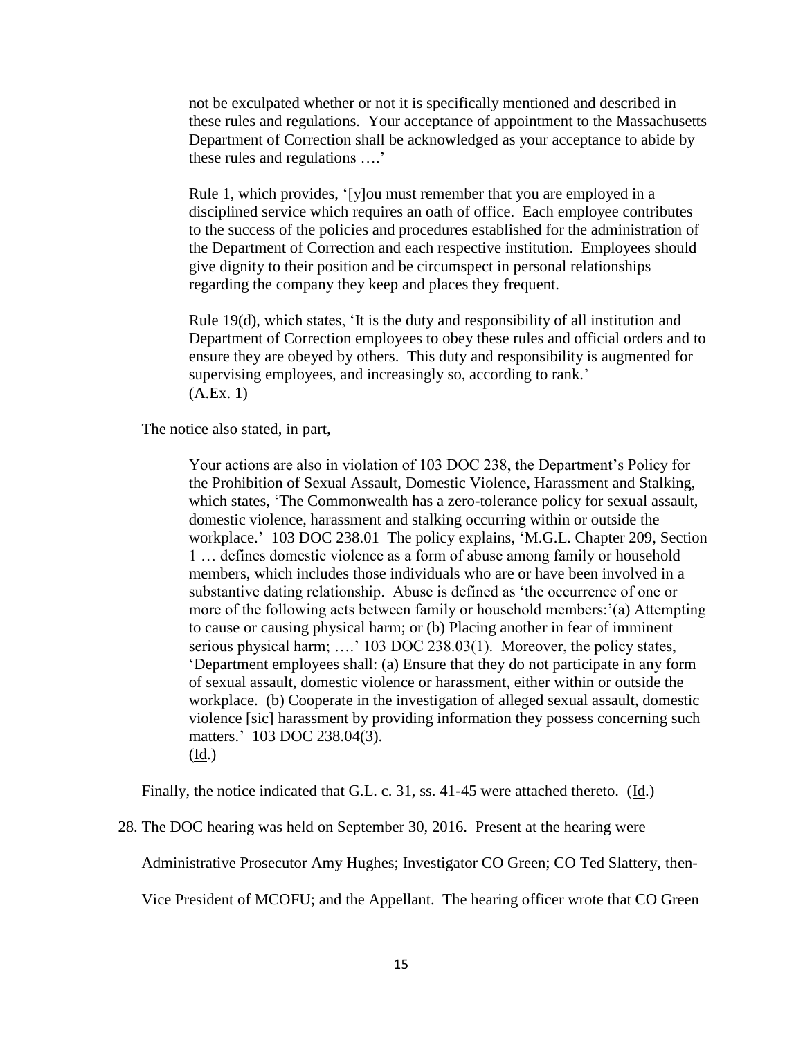> not be exculpated whether or not it is specifically mentioned and described in these rules and regulations. Your acceptance of appointment to the Massachusetts Department of Correction shall be acknowledged as your acceptance to abide by these rules and regulations ….'
>
> Rule 1, which provides, '[y]ou must remember that you are employed in a disciplined service which requires an oath of office. Each employee contributes to the success of the policies and procedures established for the administration of the Department of Correction and each respective institution. Employees should give dignity to their position and be circumspect in personal relationships regarding the company they keep and places they frequent.
>
> Rule 19(d), which states, 'It is the duty and responsibility of all institution and Department of Correction employees to obey these rules and official orders and to ensure they are obeyed by others. This duty and responsibility is augmented for supervising employees, and increasingly so, according to rank.'
> (A.Ex. 1)

The notice also stated, in part,

> Your actions are also in violation of 103 DOC 238, the Department's Policy for the Prohibition of Sexual Assault, Domestic Violence, Harassment and Stalking, which states, 'The Commonwealth has a zero-tolerance policy for sexual assault, domestic violence, harassment and stalking occurring within or outside the workplace.' 103 DOC 238.01 The policy explains, 'M.G.L. Chapter 209, Section 1 … defines domestic violence as a form of abuse among family or household members, which includes those individuals who are or have been involved in a substantive dating relationship. Abuse is defined as 'the occurrence of one or more of the following acts between family or household members:'(a) Attempting to cause or causing physical harm; or (b) Placing another in fear of imminent serious physical harm; ….' 103 DOC 238.03(1). Moreover, the policy states, 'Department employees shall: (a) Ensure that they do not participate in any form of sexual assault, domestic violence or harassment, either within or outside the workplace. (b) Cooperate in the investigation of alleged sexual assault, domestic violence [sic] harassment by providing information they possess concerning such matters.' 103 DOC 238.04(3).
> (Id.)

Finally, the notice indicated that G.L. c. 31, ss. 41-45 were attached thereto. (Id.)

28. The DOC hearing was held on September 30, 2016. Present at the hearing were Administrative Prosecutor Amy Hughes; Investigator CO Green; CO Ted Slattery, then-Vice President of MCOFU; and the Appellant. The hearing officer wrote that CO Green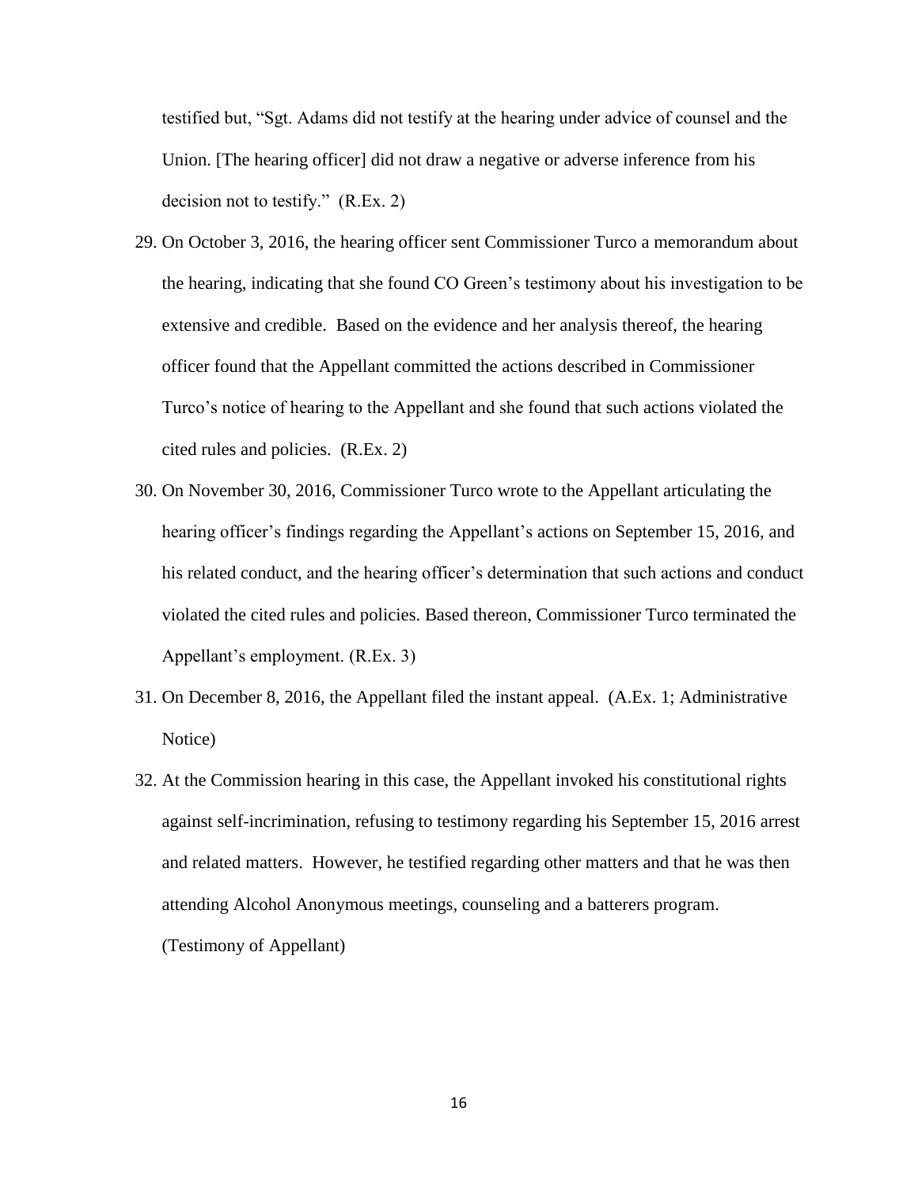testified but, "Sgt. Adams did not testify at the hearing under advice of counsel and the Union. [The hearing officer] did not draw a negative or adverse inference from his decision not to testify." (R.Ex. 2)

29. On October 3, 2016, the hearing officer sent Commissioner Turco a memorandum about the hearing, indicating that she found CO Green's testimony about his investigation to be extensive and credible. Based on the evidence and her analysis thereof, the hearing officer found that the Appellant committed the actions described in Commissioner Turco's notice of hearing to the Appellant and she found that such actions violated the cited rules and policies. (R.Ex. 2)

30. On November 30, 2016, Commissioner Turco wrote to the Appellant articulating the hearing officer's findings regarding the Appellant's actions on September 15, 2016, and his related conduct, and the hearing officer's determination that such actions and conduct violated the cited rules and policies. Based thereon, Commissioner Turco terminated the Appellant's employment. (R.Ex. 3)

31. On December 8, 2016, the Appellant filed the instant appeal. (A.Ex. 1; Administrative Notice)

32. At the Commission hearing in this case, the Appellant invoked his constitutional rights against self-incrimination, refusing to testimony regarding his September 15, 2016 arrest and related matters. However, he testified regarding other matters and that he was then attending Alcohol Anonymous meetings, counseling and a batterers program. (Testimony of Appellant)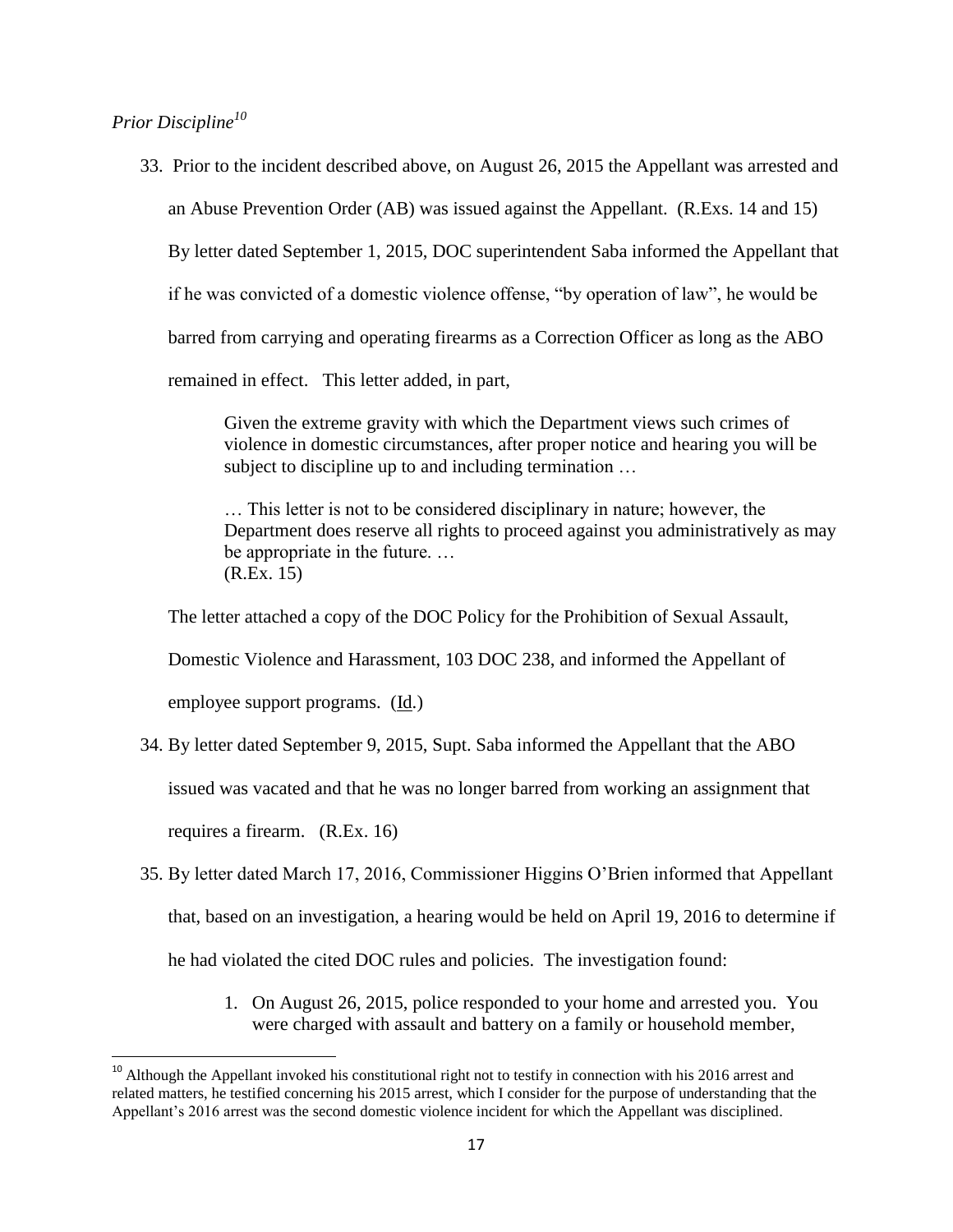*Prior Discipline*[10]

33. Prior to the incident described above, on August 26, 2015 the Appellant was arrested and an Abuse Prevention Order (AB) was issued against the Appellant. (R.Exs. 14 and 15) By letter dated September 1, 2015, DOC superintendent Saba informed the Appellant that if he was convicted of a domestic violence offense, "by operation of law", he would be barred from carrying and operating firearms as a Correction Officer as long as the ABO remained in effect. This letter added, in part,

 > Given the extreme gravity with which the Department views such crimes of violence in domestic circumstances, after proper notice and hearing you will be subject to discipline up to and including termination …
 >
 > … This letter is not to be considered disciplinary in nature; however, the Department does reserve all rights to proceed against you administratively as may be appropriate in the future. …
 > (R.Ex. 15)

 The letter attached a copy of the DOC Policy for the Prohibition of Sexual Assault, Domestic Violence and Harassment, 103 DOC 238, and informed the Appellant of employee support programs. (Id.)

34. By letter dated September 9, 2015, Supt. Saba informed the Appellant that the ABO issued was vacated and that he was no longer barred from working an assignment that requires a firearm. (R.Ex. 16)

35. By letter dated March 17, 2016, Commissioner Higgins O'Brien informed that Appellant that, based on an investigation, a hearing would be held on April 19, 2016 to determine if he had violated the cited DOC rules and policies. The investigation found:

 1. On August 26, 2015, police responded to your home and arrested you. You were charged with assault and battery on a family or household member,

[10] Although the Appellant invoked his constitutional right not to testify in connection with his 2016 arrest and related matters, he testified concerning his 2015 arrest, which I consider for the purpose of understanding that the Appellant's 2016 arrest was the second domestic violence incident for which the Appellant was disciplined.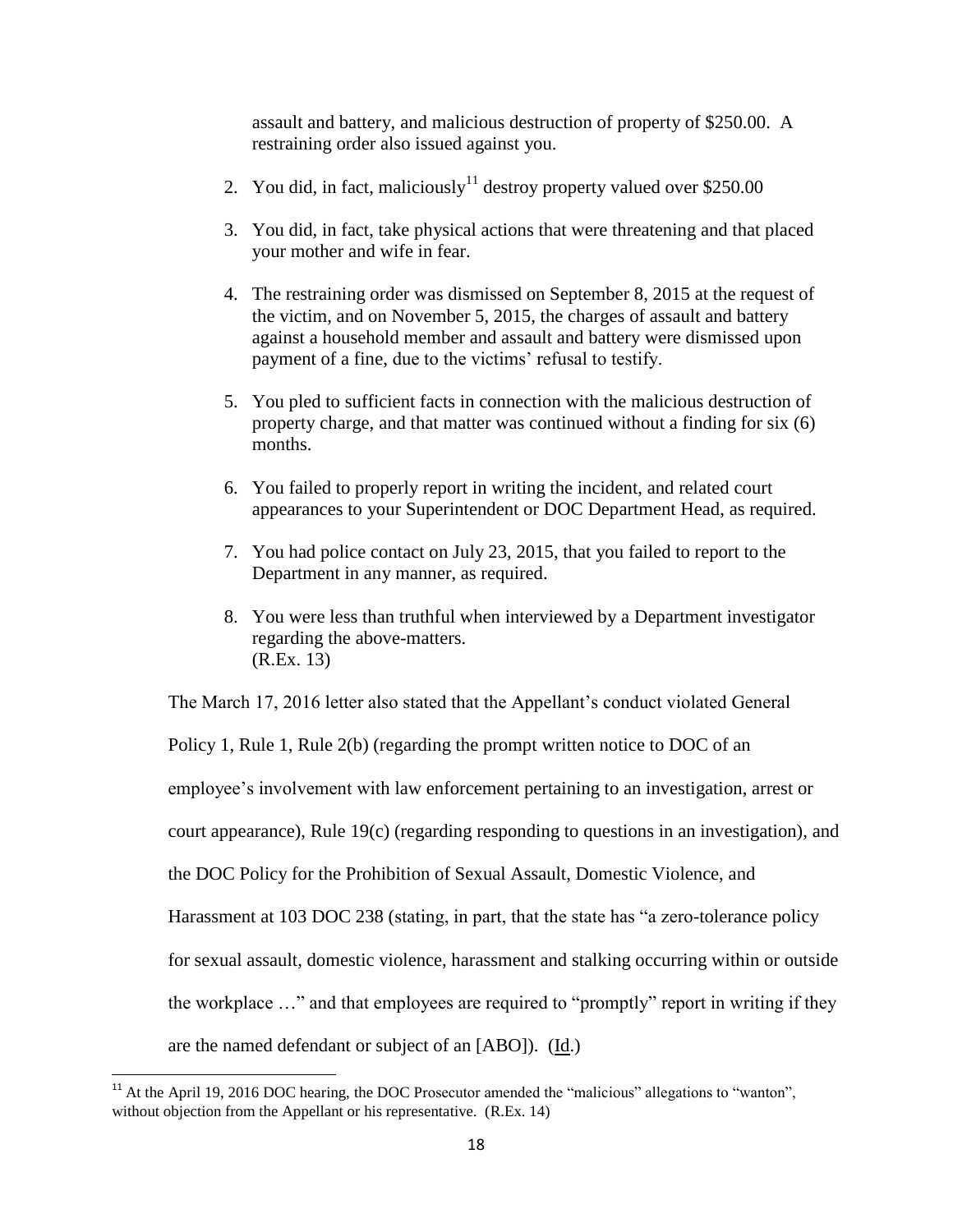assault and battery, and malicious destruction of property of $250.00. A restraining order also issued against you.

2. You did, in fact, maliciously[11] destroy property valued over $250.00

3. You did, in fact, take physical actions that were threatening and that placed your mother and wife in fear.

4. The restraining order was dismissed on September 8, 2015 at the request of the victim, and on November 5, 2015, the charges of assault and battery against a household member and assault and battery were dismissed upon payment of a fine, due to the victims' refusal to testify.

5. You pled to sufficient facts in connection with the malicious destruction of property charge, and that matter was continued without a finding for six (6) months.

6. You failed to properly report in writing the incident, and related court appearances to your Superintendent or DOC Department Head, as required.

7. You had police contact on July 23, 2015, that you failed to report to the Department in any manner, as required.

8. You were less than truthful when interviewed by a Department investigator regarding the above-matters.
(R.Ex. 13)

The March 17, 2016 letter also stated that the Appellant's conduct violated General Policy 1, Rule 1, Rule 2(b) (regarding the prompt written notice to DOC of an employee's involvement with law enforcement pertaining to an investigation, arrest or court appearance), Rule 19(c) (regarding responding to questions in an investigation), and the DOC Policy for the Prohibition of Sexual Assault, Domestic Violence, and Harassment at 103 DOC 238 (stating, in part, that the state has "a zero-tolerance policy for sexual assault, domestic violence, harassment and stalking occurring within or outside the workplace …" and that employees are required to "promptly" report in writing if they are the named defendant or subject of an [ABO]). (Id.)

---

[11] At the April 19, 2016 DOC hearing, the DOC Prosecutor amended the "malicious" allegations to "wanton", without objection from the Appellant or his representative. (R.Ex. 14)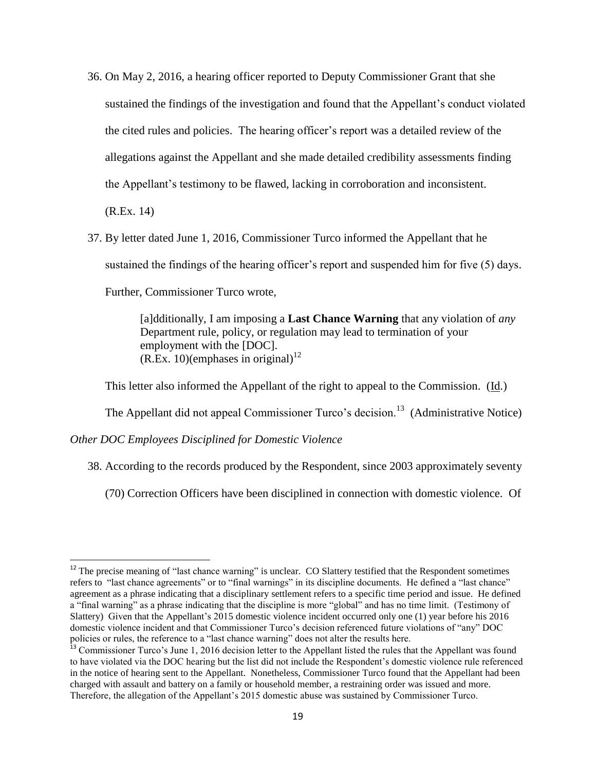36. On May 2, 2016, a hearing officer reported to Deputy Commissioner Grant that she sustained the findings of the investigation and found that the Appellant's conduct violated the cited rules and policies. The hearing officer's report was a detailed review of the allegations against the Appellant and she made detailed credibility assessments finding the Appellant's testimony to be flawed, lacking in corroboration and inconsistent. (R.Ex. 14)

37. By letter dated June 1, 2016, Commissioner Turco informed the Appellant that he sustained the findings of the hearing officer's report and suspended him for five (5) days. Further, Commissioner Turco wrote,

    > [a]dditionally, I am imposing a **Last Chance Warning** that any violation of *any* Department rule, policy, or regulation may lead to termination of your employment with the [DOC].
    > (R.Ex. 10)(emphases in original)[12]

    This letter also informed the Appellant of the right to appeal to the Commission. (Id.) The Appellant did not appeal Commissioner Turco's decision.[13] (Administrative Notice)

*Other DOC Employees Disciplined for Domestic Violence*

38. According to the records produced by the Respondent, since 2003 approximately seventy (70) Correction Officers have been disciplined in connection with domestic violence. Of

---

[12] The precise meaning of "last chance warning" is unclear. CO Slattery testified that the Respondent sometimes refers to "last chance agreements" or to "final warnings" in its discipline documents. He defined a "last chance" agreement as a phrase indicating that a disciplinary settlement refers to a specific time period and issue. He defined a "final warning" as a phrase indicating that the discipline is more "global" and has no time limit. (Testimony of Slattery) Given that the Appellant's 2015 domestic violence incident occurred only one (1) year before his 2016 domestic violence incident and that Commissioner Turco's decision referenced future violations of "any" DOC policies or rules, the reference to a "last chance warning" does not alter the results here.

[13] Commissioner Turco's June 1, 2016 decision letter to the Appellant listed the rules that the Appellant was found to have violated via the DOC hearing but the list did not include the Respondent's domestic violence rule referenced in the notice of hearing sent to the Appellant. Nonetheless, Commissioner Turco found that the Appellant had been charged with assault and battery on a family or household member, a restraining order was issued and more. Therefore, the allegation of the Appellant's 2015 domestic abuse was sustained by Commissioner Turco.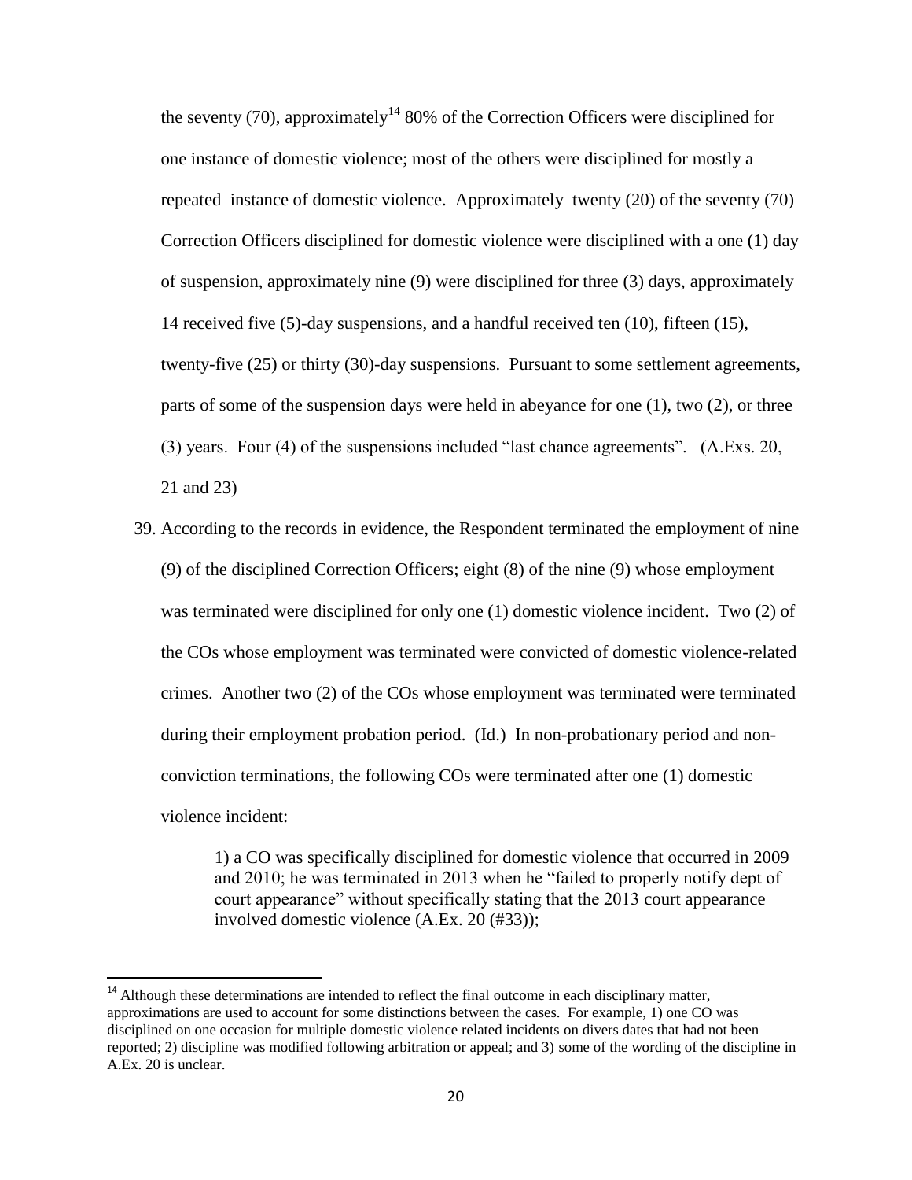the seventy (70), approximately[14] 80% of the Correction Officers were disciplined for one instance of domestic violence; most of the others were disciplined for mostly a repeated instance of domestic violence. Approximately twenty (20) of the seventy (70) Correction Officers disciplined for domestic violence were disciplined with a one (1) day of suspension, approximately nine (9) were disciplined for three (3) days, approximately 14 received five (5)-day suspensions, and a handful received ten (10), fifteen (15), twenty-five (25) or thirty (30)-day suspensions. Pursuant to some settlement agreements, parts of some of the suspension days were held in abeyance for one (1), two (2), or three (3) years. Four (4) of the suspensions included "last chance agreements". (A.Exs. 20, 21 and 23)

39. According to the records in evidence, the Respondent terminated the employment of nine (9) of the disciplined Correction Officers; eight (8) of the nine (9) whose employment was terminated were disciplined for only one (1) domestic violence incident. Two (2) of the COs whose employment was terminated were convicted of domestic violence-related crimes. Another two (2) of the COs whose employment was terminated were terminated during their employment probation period. (Id.) In non-probationary period and non-conviction terminations, the following COs were terminated after one (1) domestic violence incident:

    1) a CO was specifically disciplined for domestic violence that occurred in 2009 and 2010; he was terminated in 2013 when he "failed to properly notify dept of court appearance" without specifically stating that the 2013 court appearance involved domestic violence (A.Ex. 20 (#33));

---

[14] Although these determinations are intended to reflect the final outcome in each disciplinary matter, approximations are used to account for some distinctions between the cases. For example, 1) one CO was disciplined on one occasion for multiple domestic violence related incidents on divers dates that had not been reported; 2) discipline was modified following arbitration or appeal; and 3) some of the wording of the discipline in A.Ex. 20 is unclear.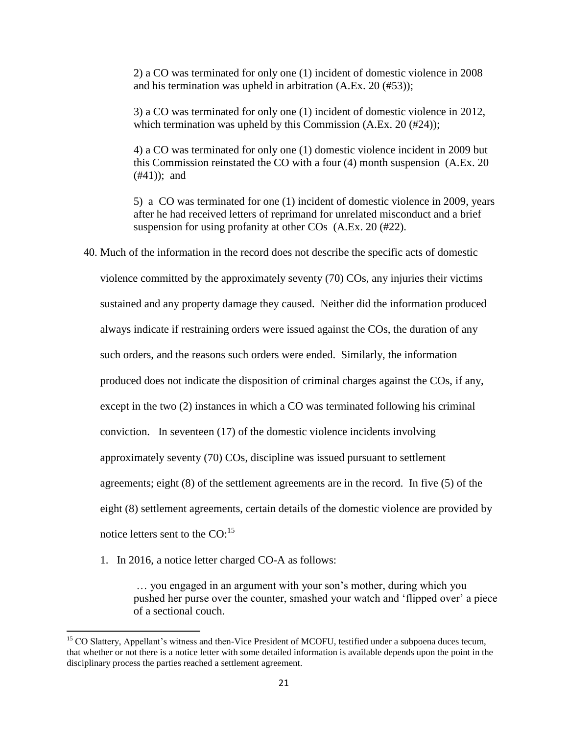2) a CO was terminated for only one (1) incident of domestic violence in 2008 and his termination was upheld in arbitration (A.Ex. 20 (#53));

3) a CO was terminated for only one (1) incident of domestic violence in 2012, which termination was upheld by this Commission (A.Ex. 20 (#24));

4) a CO was terminated for only one (1) domestic violence incident in 2009 but this Commission reinstated the CO with a four (4) month suspension (A.Ex. 20 (#41)); and

5) a CO was terminated for one (1) incident of domestic violence in 2009, years after he had received letters of reprimand for unrelated misconduct and a brief suspension for using profanity at other COs (A.Ex. 20 (#22).

40. Much of the information in the record does not describe the specific acts of domestic violence committed by the approximately seventy (70) COs, any injuries their victims sustained and any property damage they caused. Neither did the information produced always indicate if restraining orders were issued against the COs, the duration of any such orders, and the reasons such orders were ended. Similarly, the information produced does not indicate the disposition of criminal charges against the COs, if any, except in the two (2) instances in which a CO was terminated following his criminal conviction. In seventeen (17) of the domestic violence incidents involving approximately seventy (70) COs, discipline was issued pursuant to settlement agreements; eight (8) of the settlement agreements are in the record. In five (5) of the eight (8) settlement agreements, certain details of the domestic violence are provided by notice letters sent to the CO:[15]

    1. In 2016, a notice letter charged CO-A as follows:

    > … you engaged in an argument with your son's mother, during which you pushed her purse over the counter, smashed your watch and 'flipped over' a piece of a sectional couch.

---

[15] CO Slattery, Appellant's witness and then-Vice President of MCOFU, testified under a subpoena duces tecum, that whether or not there is a notice letter with some detailed information is available depends upon the point in the disciplinary process the parties reached a settlement agreement.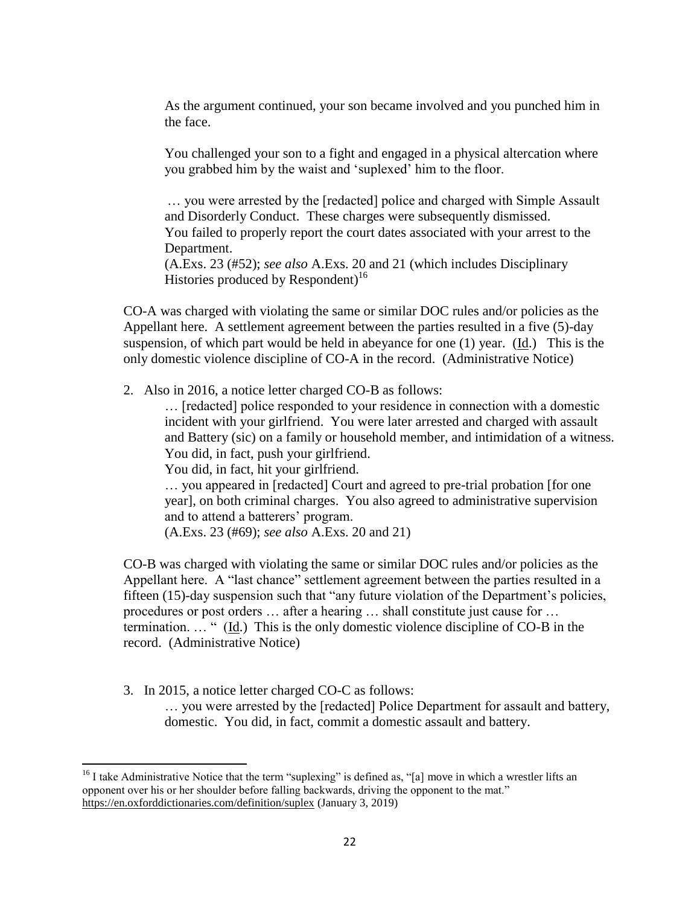> As the argument continued, your son became involved and you punched him in the face.
>
> You challenged your son to a fight and engaged in a physical altercation where you grabbed him by the waist and 'suplexed' him to the floor.
>
> … you were arrested by the [redacted] police and charged with Simple Assault and Disorderly Conduct. These charges were subsequently dismissed.
> You failed to properly report the court dates associated with your arrest to the Department.
> (A.Exs. 23 (#52); *see also* A.Exs. 20 and 21 (which includes Disciplinary Histories produced by Respondent)[16]

CO-A was charged with violating the same or similar DOC rules and/or policies as the Appellant here. A settlement agreement between the parties resulted in a five (5)-day suspension, of which part would be held in abeyance for one (1) year. (Id.) This is the only domestic violence discipline of CO-A in the record. (Administrative Notice)

2. Also in 2016, a notice letter charged CO-B as follows:

> … [redacted] police responded to your residence in connection with a domestic incident with your girlfriend. You were later arrested and charged with assault and Battery (sic) on a family or household member, and intimidation of a witness.
> You did, in fact, push your girlfriend.
> You did, in fact, hit your girlfriend.
> … you appeared in [redacted] Court and agreed to pre-trial probation [for one year], on both criminal charges. You also agreed to administrative supervision and to attend a batterers' program.
> (A.Exs. 23 (#69); *see also* A.Exs. 20 and 21)

CO-B was charged with violating the same or similar DOC rules and/or policies as the Appellant here. A "last chance" settlement agreement between the parties resulted in a fifteen (15)-day suspension such that "any future violation of the Department's policies, procedures or post orders … after a hearing … shall constitute just cause for … termination. … " (Id.) This is the only domestic violence discipline of CO-B in the record. (Administrative Notice)

3. In 2015, a notice letter charged CO-C as follows:

> … you were arrested by the [redacted] Police Department for assault and battery, domestic. You did, in fact, commit a domestic assault and battery.

---

[16] I take Administrative Notice that the term "suplexing" is defined as, "[a] move in which a wrestler lifts an opponent over his or her shoulder before falling backwards, driving the opponent to the mat." https://en.oxforddictionaries.com/definition/suplex (January 3, 2019)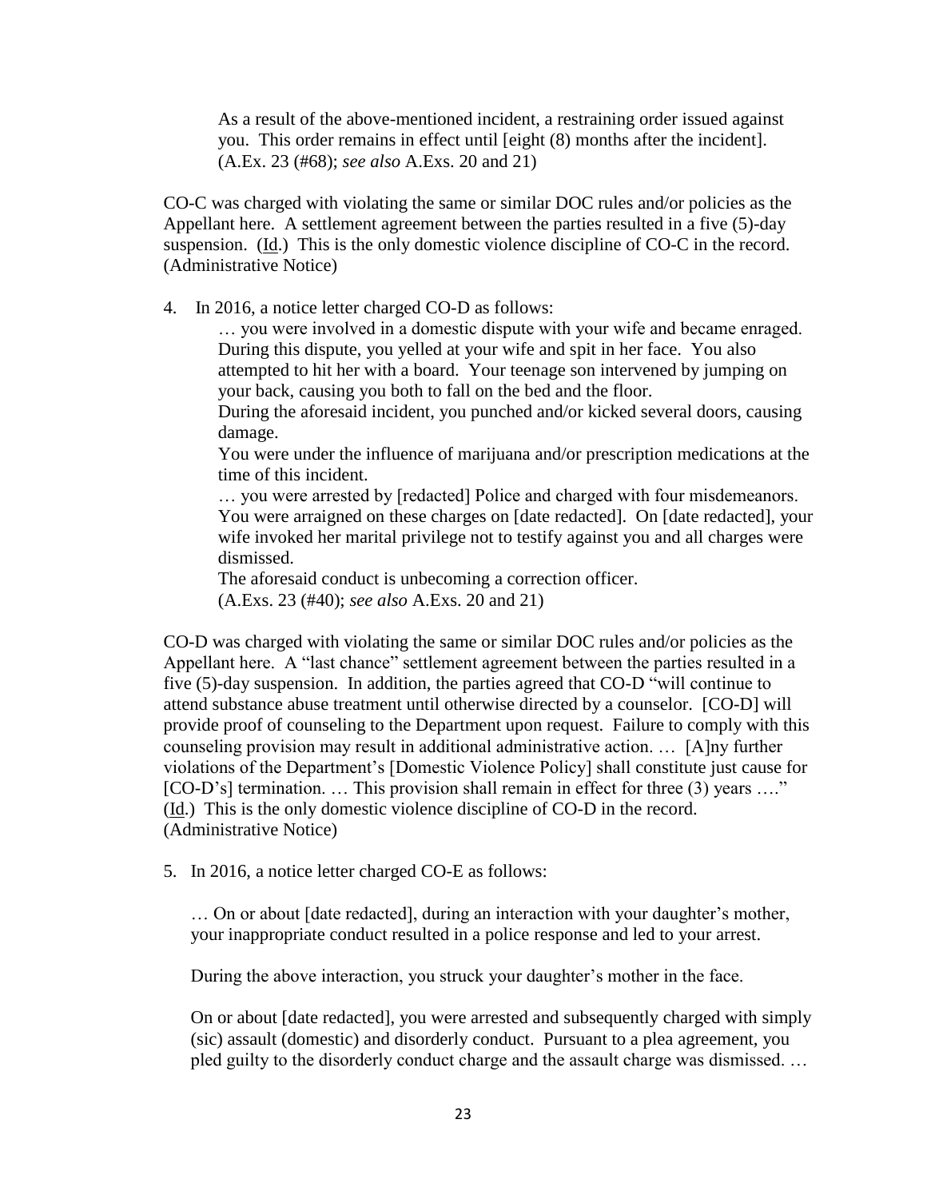> As a result of the above-mentioned incident, a restraining order issued against you. This order remains in effect until [eight (8) months after the incident]. (A.Ex. 23 (#68); *see also* A.Exs. 20 and 21)

CO-C was charged with violating the same or similar DOC rules and/or policies as the Appellant here. A settlement agreement between the parties resulted in a five (5)-day suspension. (Id.) This is the only domestic violence discipline of CO-C in the record. (Administrative Notice)

4. In 2016, a notice letter charged CO-D as follows:

> … you were involved in a domestic dispute with your wife and became enraged. During this dispute, you yelled at your wife and spit in her face. You also attempted to hit her with a board. Your teenage son intervened by jumping on your back, causing you both to fall on the bed and the floor.
>
> During the aforesaid incident, you punched and/or kicked several doors, causing damage.
>
> You were under the influence of marijuana and/or prescription medications at the time of this incident.
>
> … you were arrested by [redacted] Police and charged with four misdemeanors. You were arraigned on these charges on [date redacted]. On [date redacted], your wife invoked her marital privilege not to testify against you and all charges were dismissed.
>
> The aforesaid conduct is unbecoming a correction officer.
>
> (A.Exs. 23 (#40); *see also* A.Exs. 20 and 21)

CO-D was charged with violating the same or similar DOC rules and/or policies as the Appellant here. A "last chance" settlement agreement between the parties resulted in a five (5)-day suspension. In addition, the parties agreed that CO-D "will continue to attend substance abuse treatment until otherwise directed by a counselor. [CO-D] will provide proof of counseling to the Department upon request. Failure to comply with this counseling provision may result in additional administrative action. … [A]ny further violations of the Department's [Domestic Violence Policy] shall constitute just cause for [CO-D's] termination. … This provision shall remain in effect for three (3) years …." (Id.) This is the only domestic violence discipline of CO-D in the record. (Administrative Notice)

5. In 2016, a notice letter charged CO-E as follows:

> … On or about [date redacted], during an interaction with your daughter's mother, your inappropriate conduct resulted in a police response and led to your arrest.
>
> During the above interaction, you struck your daughter's mother in the face.
>
> On or about [date redacted], you were arrested and subsequently charged with simply (sic) assault (domestic) and disorderly conduct. Pursuant to a plea agreement, you pled guilty to the disorderly conduct charge and the assault charge was dismissed. …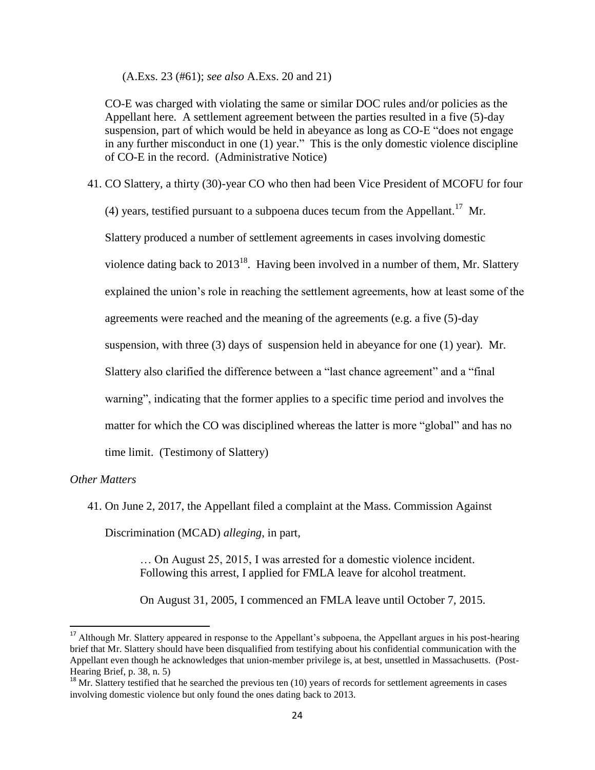(A.Exs. 23 (#61); *see also* A.Exs. 20 and 21)

CO-E was charged with violating the same or similar DOC rules and/or policies as the Appellant here. A settlement agreement between the parties resulted in a five (5)-day suspension, part of which would be held in abeyance as long as CO-E "does not engage in any further misconduct in one (1) year." This is the only domestic violence discipline of CO-E in the record. (Administrative Notice)

41. CO Slattery, a thirty (30)-year CO who then had been Vice President of MCOFU for four (4) years, testified pursuant to a subpoena duces tecum from the Appellant.[17] Mr. Slattery produced a number of settlement agreements in cases involving domestic violence dating back to 2013[18]. Having been involved in a number of them, Mr. Slattery explained the union's role in reaching the settlement agreements, how at least some of the agreements were reached and the meaning of the agreements (e.g. a five (5)-day suspension, with three (3) days of suspension held in abeyance for one (1) year). Mr. Slattery also clarified the difference between a "last chance agreement" and a "final warning", indicating that the former applies to a specific time period and involves the matter for which the CO was disciplined whereas the latter is more "global" and has no time limit. (Testimony of Slattery)

*Other Matters*

41. On June 2, 2017, the Appellant filed a complaint at the Mass. Commission Against Discrimination (MCAD) *alleging*, in part,

> … On August 25, 2015, I was arrested for a domestic violence incident. Following this arrest, I applied for FMLA leave for alcohol treatment.
>
> On August 31, 2005, I commenced an FMLA leave until October 7, 2015.

---

[17] Although Mr. Slattery appeared in response to the Appellant's subpoena, the Appellant argues in his post-hearing brief that Mr. Slattery should have been disqualified from testifying about his confidential communication with the Appellant even though he acknowledges that union-member privilege is, at best, unsettled in Massachusetts. (Post-Hearing Brief, p. 38, n. 5)

[18] Mr. Slattery testified that he searched the previous ten (10) years of records for settlement agreements in cases involving domestic violence but only found the ones dating back to 2013.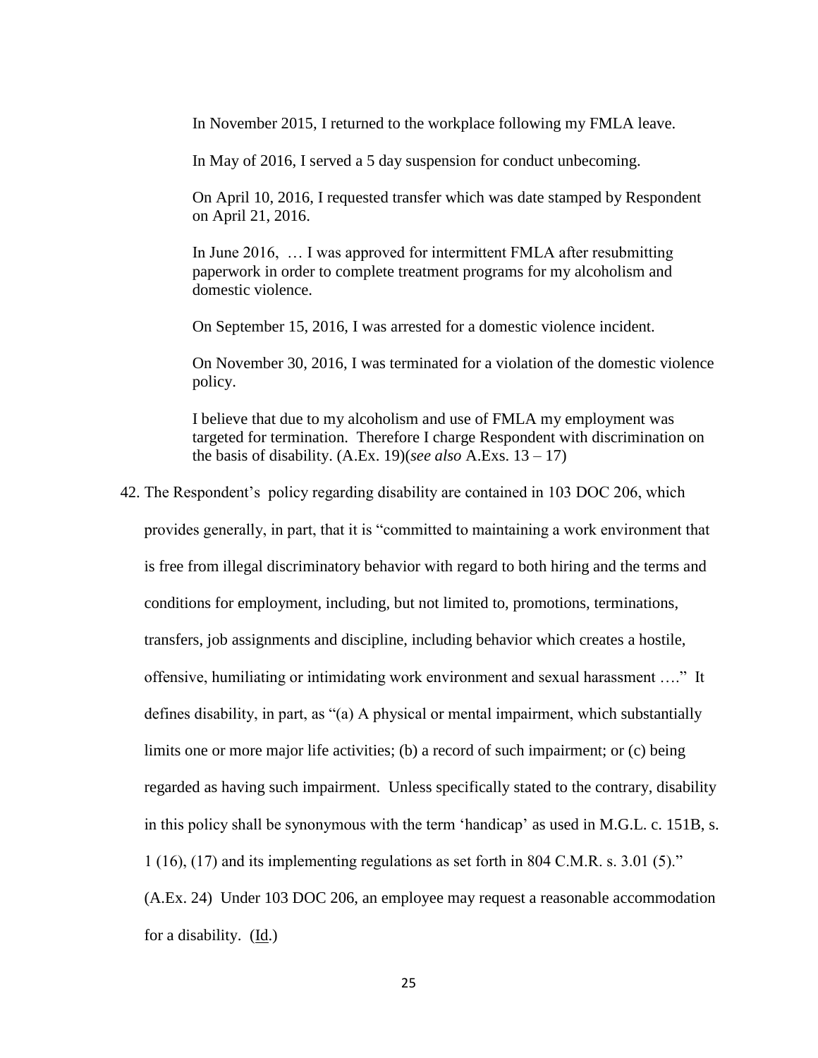> In November 2015, I returned to the workplace following my FMLA leave.
>
> In May of 2016, I served a 5 day suspension for conduct unbecoming.
>
> On April 10, 2016, I requested transfer which was date stamped by Respondent on April 21, 2016.
>
> In June 2016, … I was approved for intermittent FMLA after resubmitting paperwork in order to complete treatment programs for my alcoholism and domestic violence.
>
> On September 15, 2016, I was arrested for a domestic violence incident.
>
> On November 30, 2016, I was terminated for a violation of the domestic violence policy.
>
> I believe that due to my alcoholism and use of FMLA my employment was targeted for termination. Therefore I charge Respondent with discrimination on the basis of disability. (A.Ex. 19)(*see also* A.Exs. 13 – 17)

42. The Respondent's policy regarding disability are contained in 103 DOC 206, which provides generally, in part, that it is "committed to maintaining a work environment that is free from illegal discriminatory behavior with regard to both hiring and the terms and conditions for employment, including, but not limited to, promotions, terminations, transfers, job assignments and discipline, including behavior which creates a hostile, offensive, humiliating or intimidating work environment and sexual harassment …." It defines disability, in part, as "(a) A physical or mental impairment, which substantially limits one or more major life activities; (b) a record of such impairment; or (c) being regarded as having such impairment. Unless specifically stated to the contrary, disability in this policy shall be synonymous with the term 'handicap' as used in M.G.L. c. 151B, s. 1 (16), (17) and its implementing regulations as set forth in 804 C.M.R. s. 3.01 (5)." (A.Ex. 24) Under 103 DOC 206, an employee may request a reasonable accommodation for a disability. (Id.)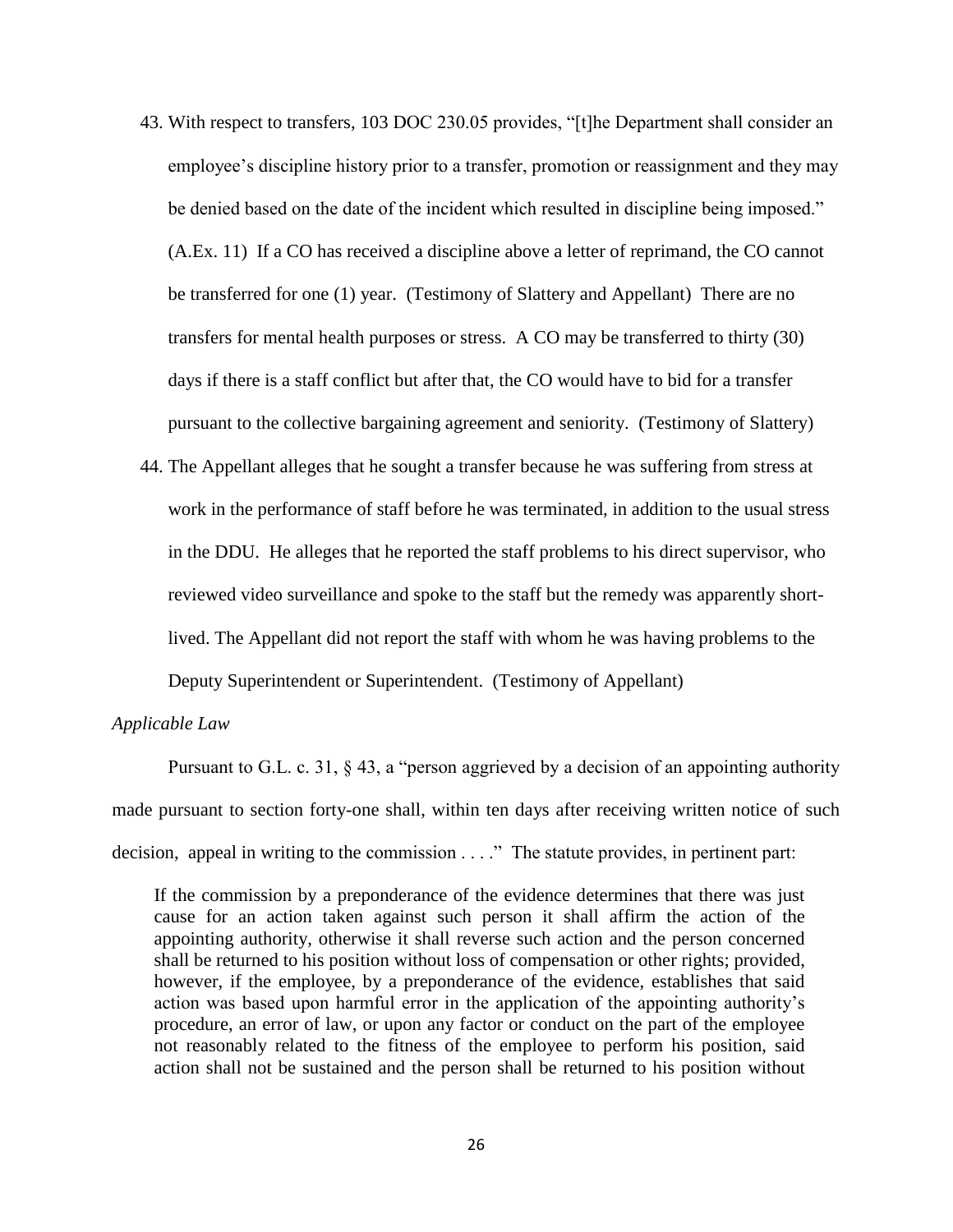43. With respect to transfers, 103 DOC 230.05 provides, "[t]he Department shall consider an employee's discipline history prior to a transfer, promotion or reassignment and they may be denied based on the date of the incident which resulted in discipline being imposed." (A.Ex. 11) If a CO has received a discipline above a letter of reprimand, the CO cannot be transferred for one (1) year. (Testimony of Slattery and Appellant) There are no transfers for mental health purposes or stress. A CO may be transferred to thirty (30) days if there is a staff conflict but after that, the CO would have to bid for a transfer pursuant to the collective bargaining agreement and seniority. (Testimony of Slattery)

44. The Appellant alleges that he sought a transfer because he was suffering from stress at work in the performance of staff before he was terminated, in addition to the usual stress in the DDU. He alleges that he reported the staff problems to his direct supervisor, who reviewed video surveillance and spoke to the staff but the remedy was apparently short-lived. The Appellant did not report the staff with whom he was having problems to the Deputy Superintendent or Superintendent. (Testimony of Appellant)

*Applicable Law*

Pursuant to G.L. c. 31, § 43, a "person aggrieved by a decision of an appointing authority made pursuant to section forty-one shall, within ten days after receiving written notice of such decision, appeal in writing to the commission . . . ." The statute provides, in pertinent part:

> If the commission by a preponderance of the evidence determines that there was just cause for an action taken against such person it shall affirm the action of the appointing authority, otherwise it shall reverse such action and the person concerned shall be returned to his position without loss of compensation or other rights; provided, however, if the employee, by a preponderance of the evidence, establishes that said action was based upon harmful error in the application of the appointing authority's procedure, an error of law, or upon any factor or conduct on the part of the employee not reasonably related to the fitness of the employee to perform his position, said action shall not be sustained and the person shall be returned to his position without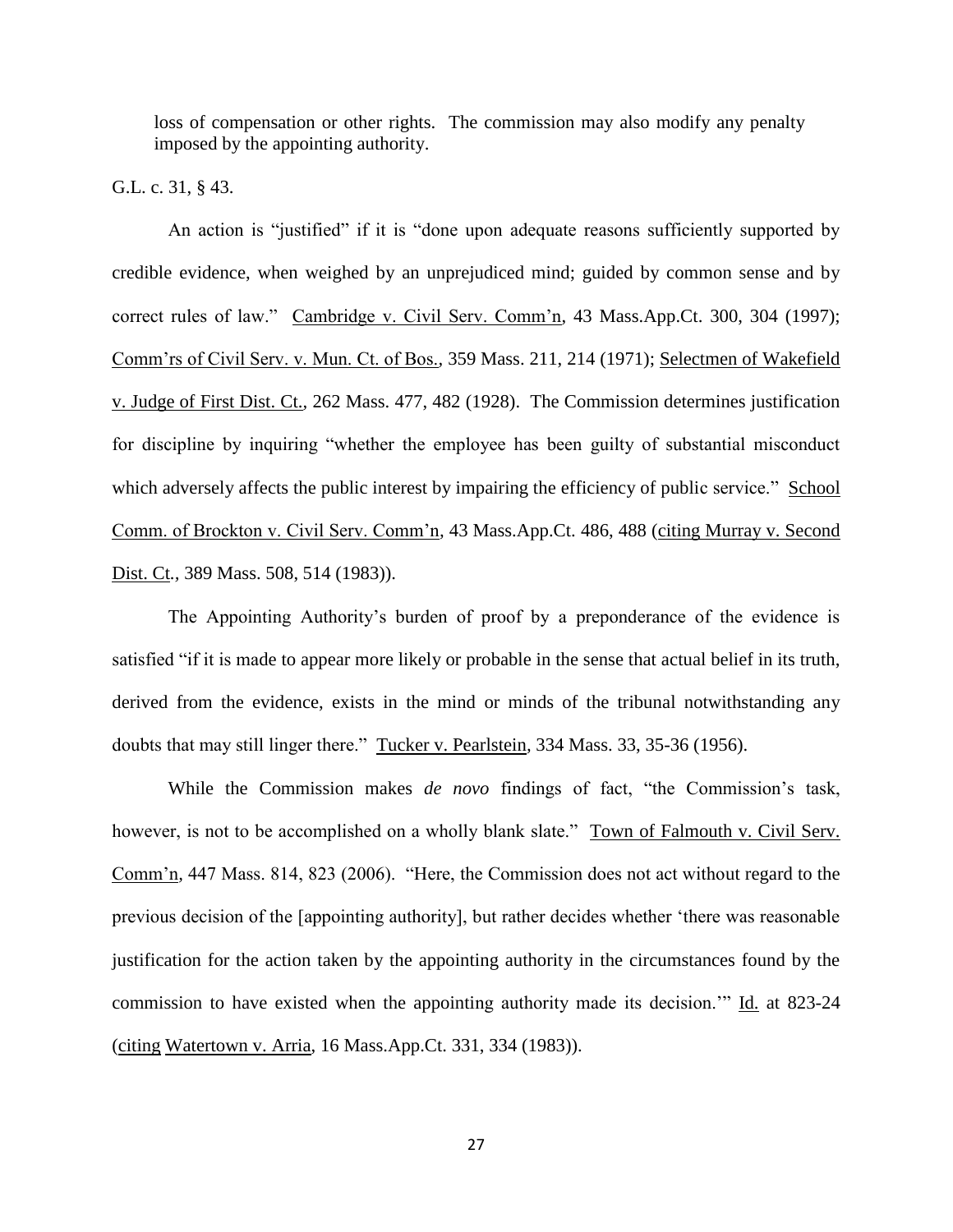> loss of compensation or other rights. The commission may also modify any penalty imposed by the appointing authority.

G.L. c. 31, § 43.

An action is "justified" if it is "done upon adequate reasons sufficiently supported by credible evidence, when weighed by an unprejudiced mind; guided by common sense and by correct rules of law." Cambridge v. Civil Serv. Comm'n, 43 Mass.App.Ct. 300, 304 (1997); Comm'rs of Civil Serv. v. Mun. Ct. of Bos., 359 Mass. 211, 214 (1971); Selectmen of Wakefield v. Judge of First Dist. Ct., 262 Mass. 477, 482 (1928). The Commission determines justification for discipline by inquiring "whether the employee has been guilty of substantial misconduct which adversely affects the public interest by impairing the efficiency of public service." School Comm. of Brockton v. Civil Serv. Comm'n, 43 Mass.App.Ct. 486, 488 (citing Murray v. Second Dist. Ct., 389 Mass. 508, 514 (1983)).

The Appointing Authority's burden of proof by a preponderance of the evidence is satisfied "if it is made to appear more likely or probable in the sense that actual belief in its truth, derived from the evidence, exists in the mind or minds of the tribunal notwithstanding any doubts that may still linger there." Tucker v. Pearlstein, 334 Mass. 33, 35-36 (1956).

While the Commission makes *de novo* findings of fact, "the Commission's task, however, is not to be accomplished on a wholly blank slate." Town of Falmouth v. Civil Serv. Comm'n, 447 Mass. 814, 823 (2006). "Here, the Commission does not act without regard to the previous decision of the [appointing authority], but rather decides whether 'there was reasonable justification for the action taken by the appointing authority in the circumstances found by the commission to have existed when the appointing authority made its decision.'" Id. at 823-24 (citing Watertown v. Arria, 16 Mass.App.Ct. 331, 334 (1983)).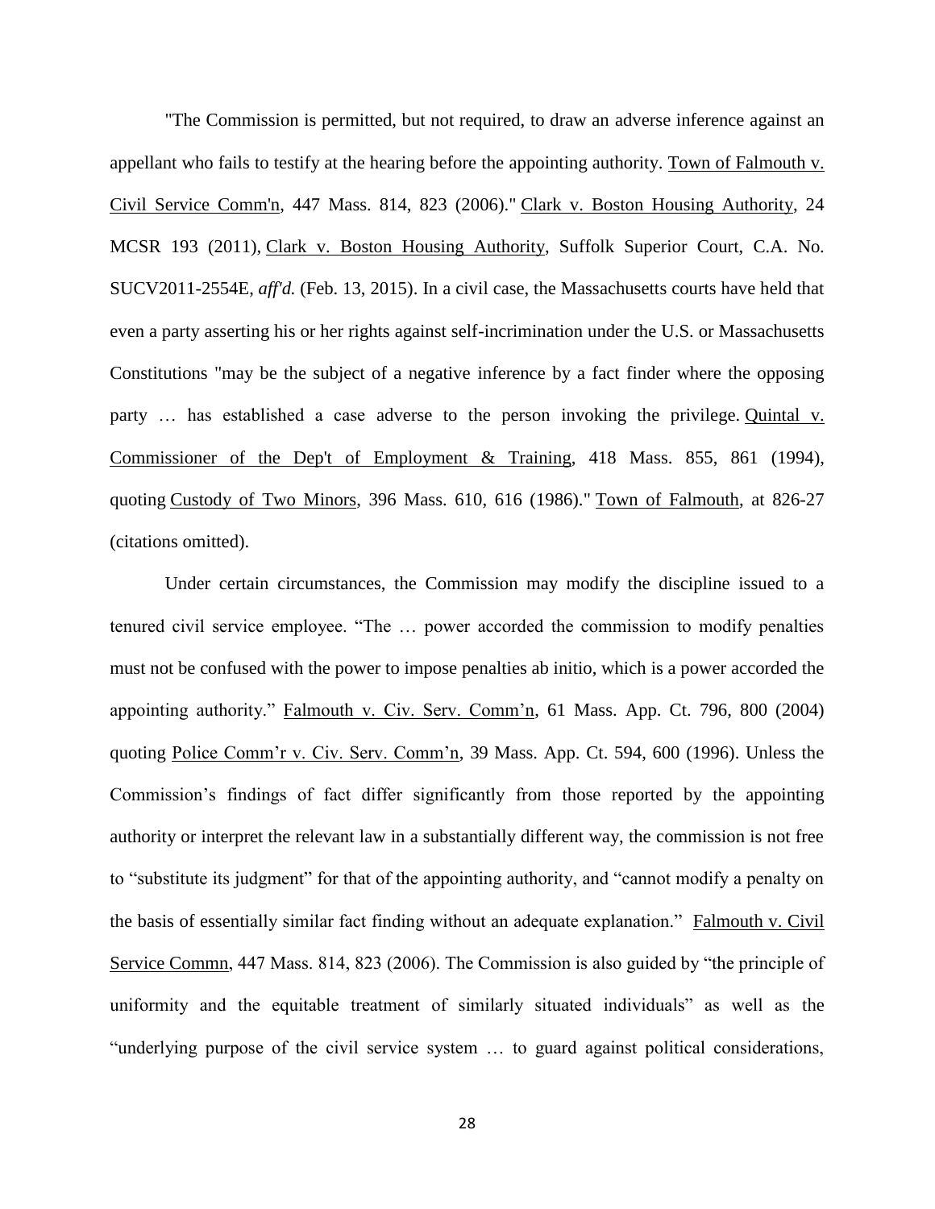"The Commission is permitted, but not required, to draw an adverse inference against an appellant who fails to testify at the hearing before the appointing authority. Town of Falmouth v. Civil Service Comm'n, 447 Mass. 814, 823 (2006)." Clark v. Boston Housing Authority, 24 MCSR 193 (2011), Clark v. Boston Housing Authority, Suffolk Superior Court, C.A. No. SUCV2011-2554E, *aff'd.* (Feb. 13, 2015). In a civil case, the Massachusetts courts have held that even a party asserting his or her rights against self-incrimination under the U.S. or Massachusetts Constitutions "may be the subject of a negative inference by a fact finder where the opposing party … has established a case adverse to the person invoking the privilege. Quintal v. Commissioner of the Dep't of Employment & Training, 418 Mass. 855, 861 (1994), quoting Custody of Two Minors, 396 Mass. 610, 616 (1986)." Town of Falmouth, at 826-27 (citations omitted).

Under certain circumstances, the Commission may modify the discipline issued to a tenured civil service employee. "The … power accorded the commission to modify penalties must not be confused with the power to impose penalties ab initio, which is a power accorded the appointing authority." Falmouth v. Civ. Serv. Comm'n, 61 Mass. App. Ct. 796, 800 (2004) quoting Police Comm'r v. Civ. Serv. Comm'n, 39 Mass. App. Ct. 594, 600 (1996). Unless the Commission's findings of fact differ significantly from those reported by the appointing authority or interpret the relevant law in a substantially different way, the commission is not free to "substitute its judgment" for that of the appointing authority, and "cannot modify a penalty on the basis of essentially similar fact finding without an adequate explanation." Falmouth v. Civil Service Commn, 447 Mass. 814, 823 (2006). The Commission is also guided by "the principle of uniformity and the equitable treatment of similarly situated individuals" as well as the "underlying purpose of the civil service system … to guard against political considerations,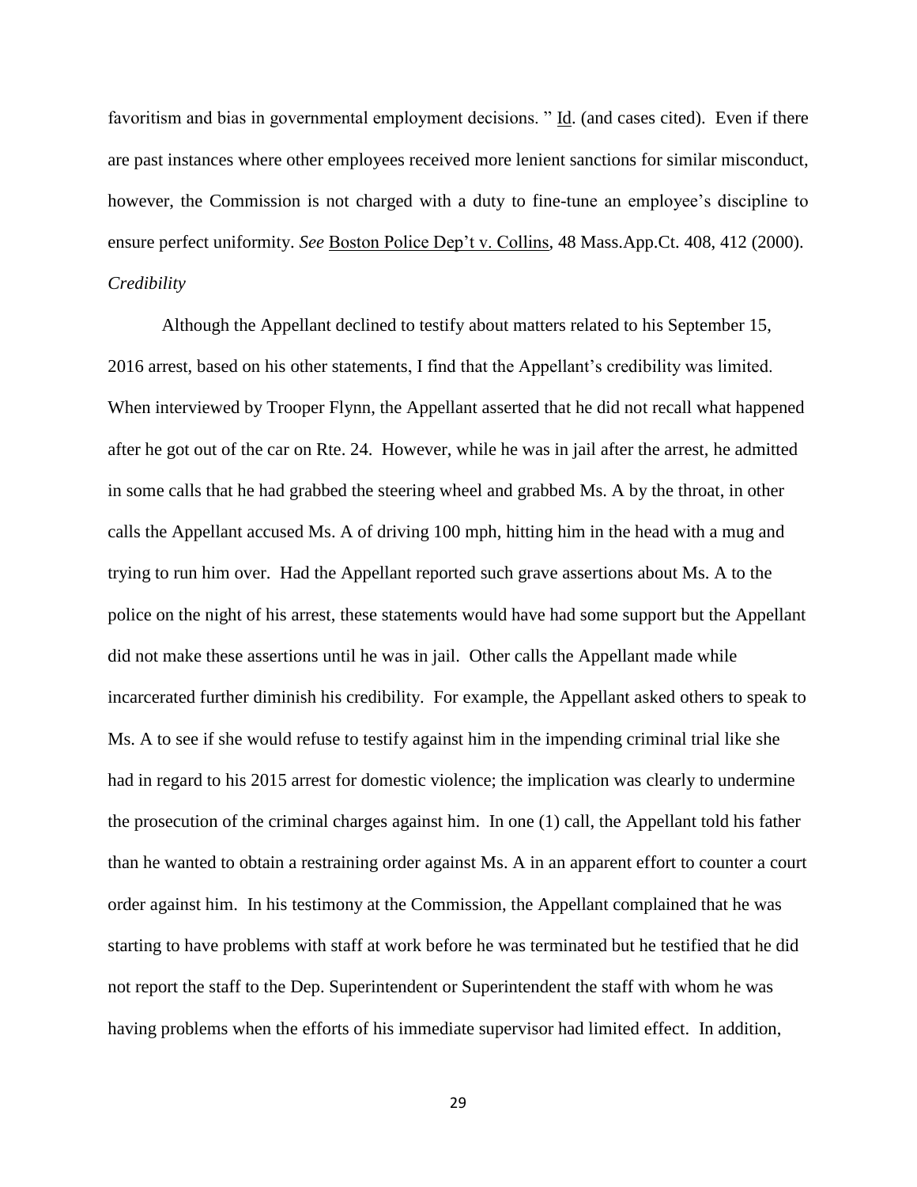favoritism and bias in governmental employment decisions. " Id. (and cases cited). Even if there are past instances where other employees received more lenient sanctions for similar misconduct, however, the Commission is not charged with a duty to fine-tune an employee's discipline to ensure perfect uniformity. *See* Boston Police Dep't v. Collins, 48 Mass.App.Ct. 408, 412 (2000).

*Credibility*

Although the Appellant declined to testify about matters related to his September 15, 2016 arrest, based on his other statements, I find that the Appellant's credibility was limited. When interviewed by Trooper Flynn, the Appellant asserted that he did not recall what happened after he got out of the car on Rte. 24. However, while he was in jail after the arrest, he admitted in some calls that he had grabbed the steering wheel and grabbed Ms. A by the throat, in other calls the Appellant accused Ms. A of driving 100 mph, hitting him in the head with a mug and trying to run him over. Had the Appellant reported such grave assertions about Ms. A to the police on the night of his arrest, these statements would have had some support but the Appellant did not make these assertions until he was in jail. Other calls the Appellant made while incarcerated further diminish his credibility. For example, the Appellant asked others to speak to Ms. A to see if she would refuse to testify against him in the impending criminal trial like she had in regard to his 2015 arrest for domestic violence; the implication was clearly to undermine the prosecution of the criminal charges against him. In one (1) call, the Appellant told his father than he wanted to obtain a restraining order against Ms. A in an apparent effort to counter a court order against him. In his testimony at the Commission, the Appellant complained that he was starting to have problems with staff at work before he was terminated but he testified that he did not report the staff to the Dep. Superintendent or Superintendent the staff with whom he was having problems when the efforts of his immediate supervisor had limited effect. In addition,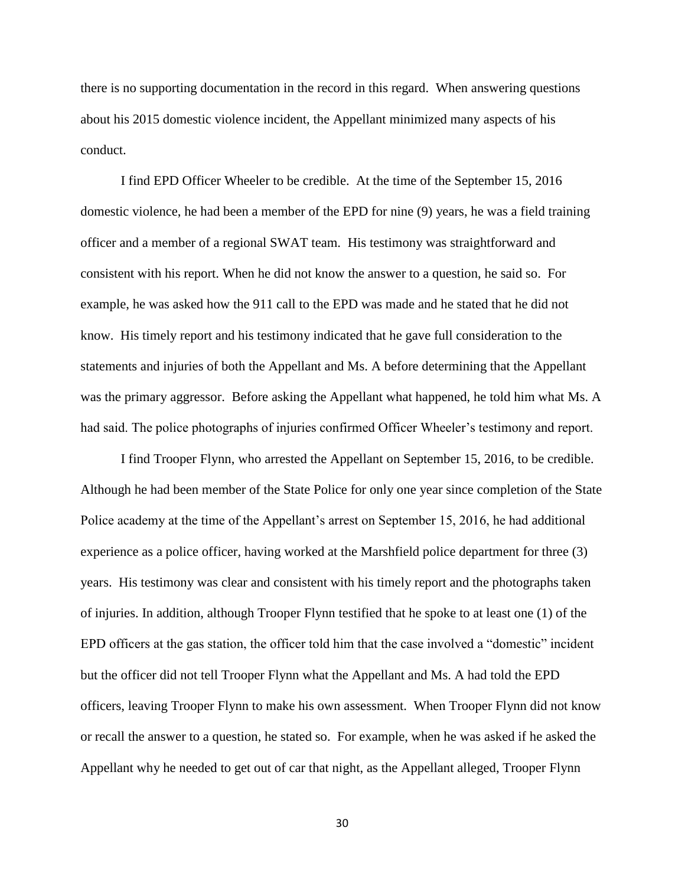there is no supporting documentation in the record in this regard. When answering questions about his 2015 domestic violence incident, the Appellant minimized many aspects of his conduct.

I find EPD Officer Wheeler to be credible. At the time of the September 15, 2016 domestic violence, he had been a member of the EPD for nine (9) years, he was a field training officer and a member of a regional SWAT team. His testimony was straightforward and consistent with his report. When he did not know the answer to a question, he said so. For example, he was asked how the 911 call to the EPD was made and he stated that he did not know. His timely report and his testimony indicated that he gave full consideration to the statements and injuries of both the Appellant and Ms. A before determining that the Appellant was the primary aggressor. Before asking the Appellant what happened, he told him what Ms. A had said. The police photographs of injuries confirmed Officer Wheeler's testimony and report.

I find Trooper Flynn, who arrested the Appellant on September 15, 2016, to be credible. Although he had been member of the State Police for only one year since completion of the State Police academy at the time of the Appellant's arrest on September 15, 2016, he had additional experience as a police officer, having worked at the Marshfield police department for three (3) years. His testimony was clear and consistent with his timely report and the photographs taken of injuries. In addition, although Trooper Flynn testified that he spoke to at least one (1) of the EPD officers at the gas station, the officer told him that the case involved a "domestic" incident but the officer did not tell Trooper Flynn what the Appellant and Ms. A had told the EPD officers, leaving Trooper Flynn to make his own assessment. When Trooper Flynn did not know or recall the answer to a question, he stated so. For example, when he was asked if he asked the Appellant why he needed to get out of car that night, as the Appellant alleged, Trooper Flynn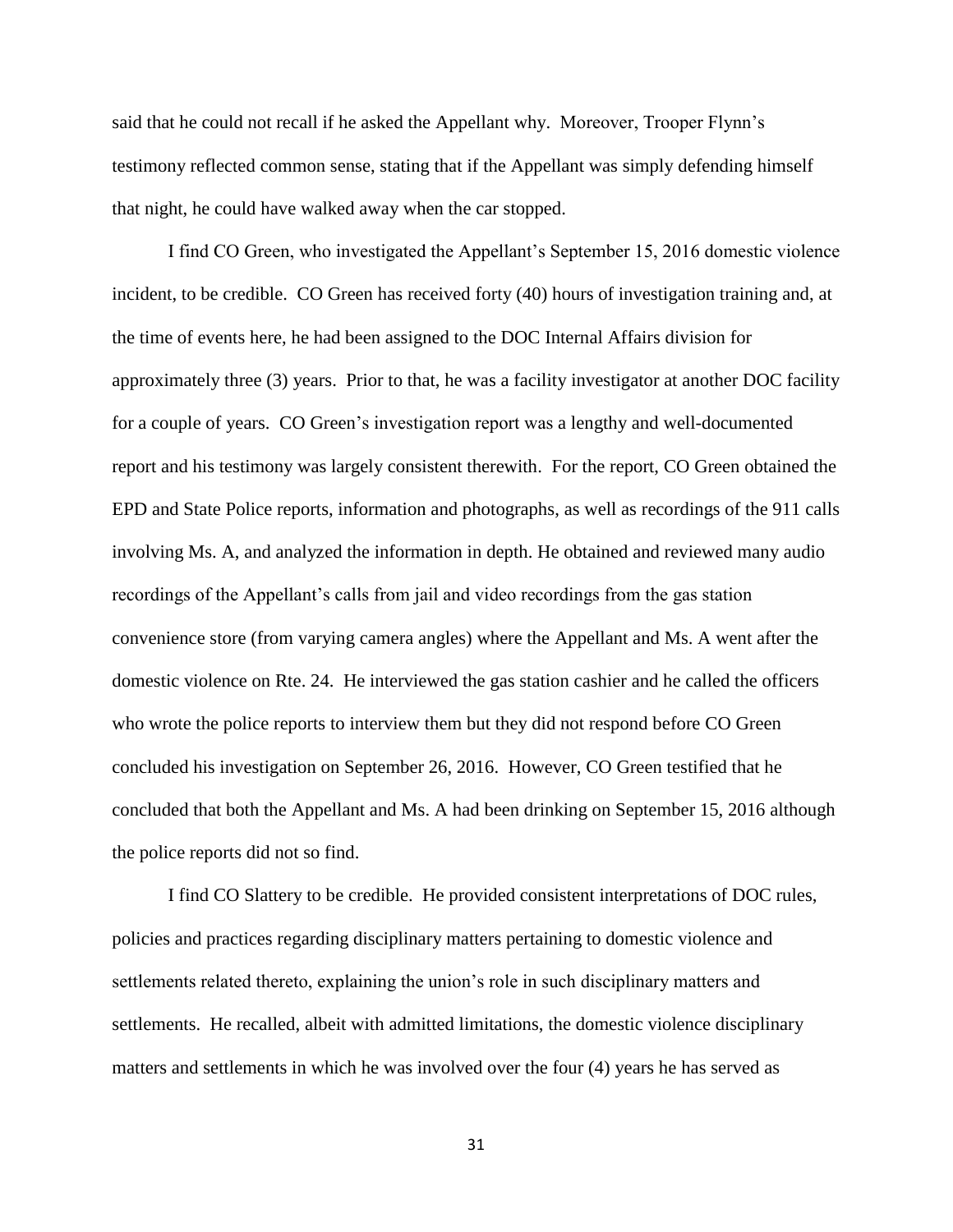said that he could not recall if he asked the Appellant why. Moreover, Trooper Flynn's testimony reflected common sense, stating that if the Appellant was simply defending himself that night, he could have walked away when the car stopped.

I find CO Green, who investigated the Appellant's September 15, 2016 domestic violence incident, to be credible. CO Green has received forty (40) hours of investigation training and, at the time of events here, he had been assigned to the DOC Internal Affairs division for approximately three (3) years. Prior to that, he was a facility investigator at another DOC facility for a couple of years. CO Green's investigation report was a lengthy and well-documented report and his testimony was largely consistent therewith. For the report, CO Green obtained the EPD and State Police reports, information and photographs, as well as recordings of the 911 calls involving Ms. A, and analyzed the information in depth. He obtained and reviewed many audio recordings of the Appellant's calls from jail and video recordings from the gas station convenience store (from varying camera angles) where the Appellant and Ms. A went after the domestic violence on Rte. 24. He interviewed the gas station cashier and he called the officers who wrote the police reports to interview them but they did not respond before CO Green concluded his investigation on September 26, 2016. However, CO Green testified that he concluded that both the Appellant and Ms. A had been drinking on September 15, 2016 although the police reports did not so find.

I find CO Slattery to be credible. He provided consistent interpretations of DOC rules, policies and practices regarding disciplinary matters pertaining to domestic violence and settlements related thereto, explaining the union's role in such disciplinary matters and settlements. He recalled, albeit with admitted limitations, the domestic violence disciplinary matters and settlements in which he was involved over the four (4) years he has served as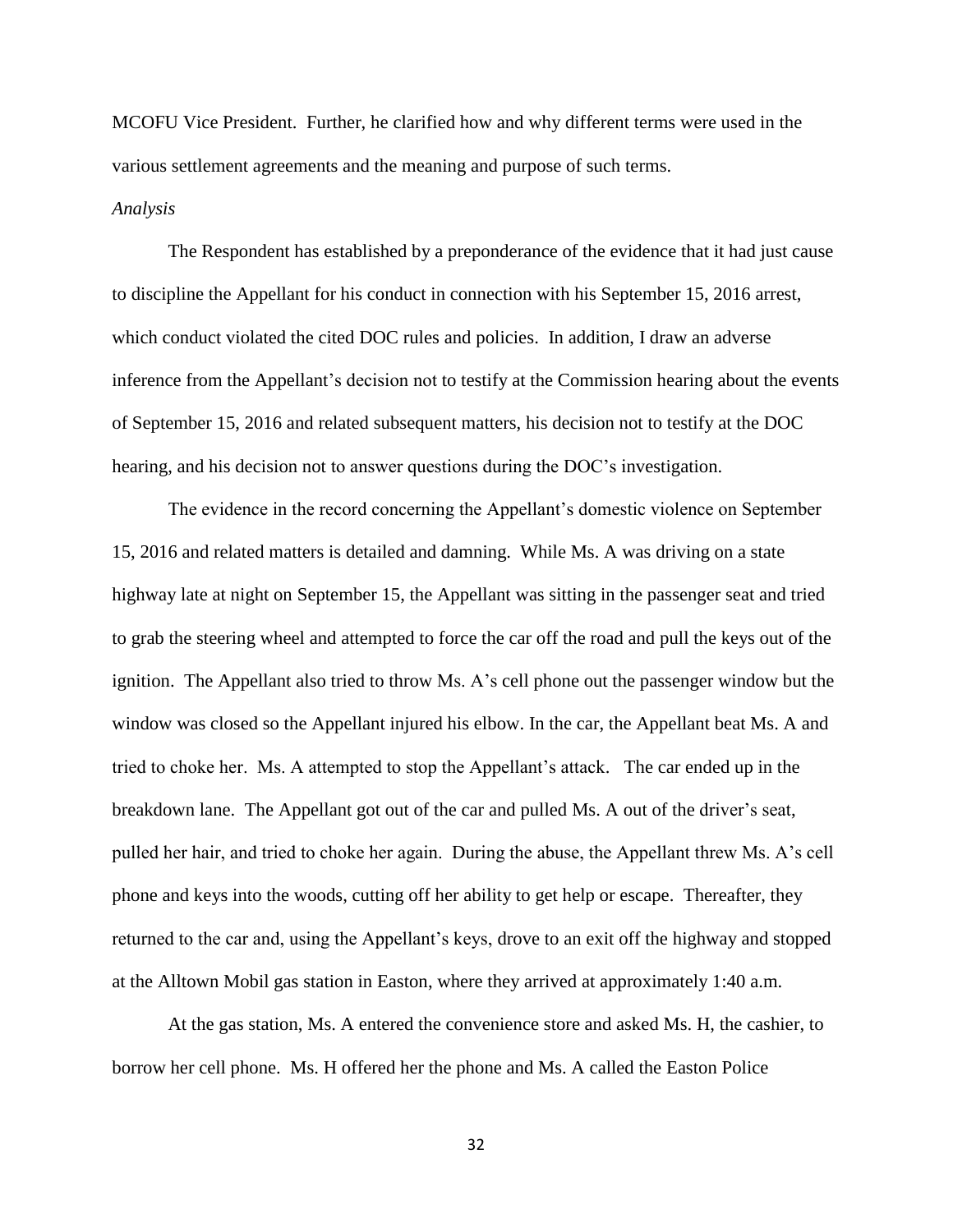MCOFU Vice President. Further, he clarified how and why different terms were used in the various settlement agreements and the meaning and purpose of such terms.

*Analysis*

The Respondent has established by a preponderance of the evidence that it had just cause to discipline the Appellant for his conduct in connection with his September 15, 2016 arrest, which conduct violated the cited DOC rules and policies. In addition, I draw an adverse inference from the Appellant's decision not to testify at the Commission hearing about the events of September 15, 2016 and related subsequent matters, his decision not to testify at the DOC hearing, and his decision not to answer questions during the DOC's investigation.

The evidence in the record concerning the Appellant's domestic violence on September 15, 2016 and related matters is detailed and damning. While Ms. A was driving on a state highway late at night on September 15, the Appellant was sitting in the passenger seat and tried to grab the steering wheel and attempted to force the car off the road and pull the keys out of the ignition. The Appellant also tried to throw Ms. A's cell phone out the passenger window but the window was closed so the Appellant injured his elbow. In the car, the Appellant beat Ms. A and tried to choke her. Ms. A attempted to stop the Appellant's attack. The car ended up in the breakdown lane. The Appellant got out of the car and pulled Ms. A out of the driver's seat, pulled her hair, and tried to choke her again. During the abuse, the Appellant threw Ms. A's cell phone and keys into the woods, cutting off her ability to get help or escape. Thereafter, they returned to the car and, using the Appellant's keys, drove to an exit off the highway and stopped at the Alltown Mobil gas station in Easton, where they arrived at approximately 1:40 a.m.

At the gas station, Ms. A entered the convenience store and asked Ms. H, the cashier, to borrow her cell phone. Ms. H offered her the phone and Ms. A called the Easton Police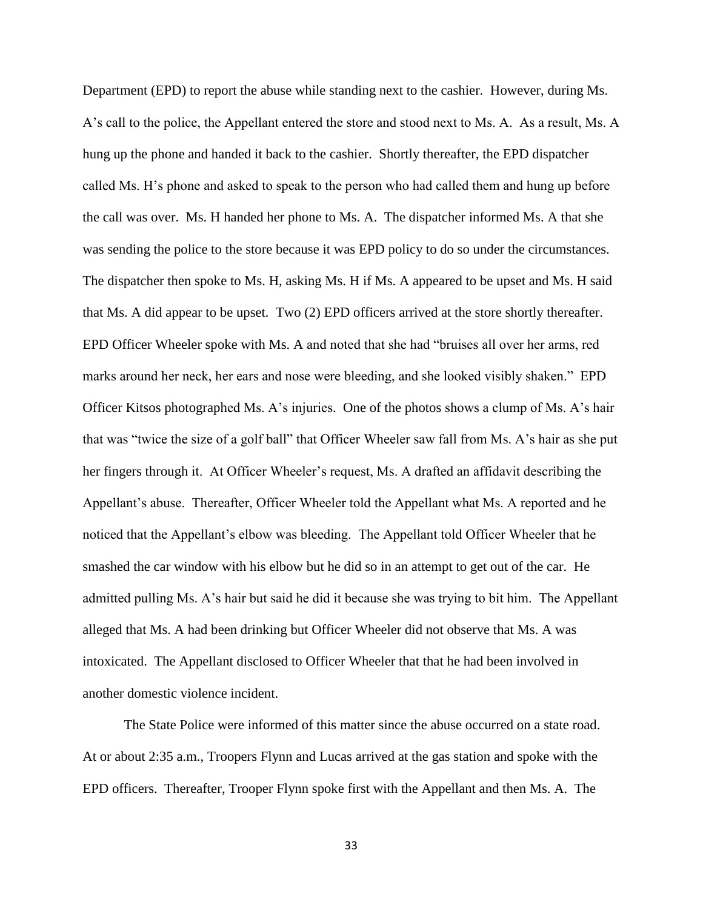Department (EPD) to report the abuse while standing next to the cashier. However, during Ms. A's call to the police, the Appellant entered the store and stood next to Ms. A. As a result, Ms. A hung up the phone and handed it back to the cashier. Shortly thereafter, the EPD dispatcher called Ms. H's phone and asked to speak to the person who had called them and hung up before the call was over. Ms. H handed her phone to Ms. A. The dispatcher informed Ms. A that she was sending the police to the store because it was EPD policy to do so under the circumstances. The dispatcher then spoke to Ms. H, asking Ms. H if Ms. A appeared to be upset and Ms. H said that Ms. A did appear to be upset. Two (2) EPD officers arrived at the store shortly thereafter. EPD Officer Wheeler spoke with Ms. A and noted that she had "bruises all over her arms, red marks around her neck, her ears and nose were bleeding, and she looked visibly shaken." EPD Officer Kitsos photographed Ms. A's injuries. One of the photos shows a clump of Ms. A's hair that was "twice the size of a golf ball" that Officer Wheeler saw fall from Ms. A's hair as she put her fingers through it. At Officer Wheeler's request, Ms. A drafted an affidavit describing the Appellant's abuse. Thereafter, Officer Wheeler told the Appellant what Ms. A reported and he noticed that the Appellant's elbow was bleeding. The Appellant told Officer Wheeler that he smashed the car window with his elbow but he did so in an attempt to get out of the car. He admitted pulling Ms. A's hair but said he did it because she was trying to bit him. The Appellant alleged that Ms. A had been drinking but Officer Wheeler did not observe that Ms. A was intoxicated. The Appellant disclosed to Officer Wheeler that that he had been involved in another domestic violence incident.

The State Police were informed of this matter since the abuse occurred on a state road. At or about 2:35 a.m., Troopers Flynn and Lucas arrived at the gas station and spoke with the EPD officers. Thereafter, Trooper Flynn spoke first with the Appellant and then Ms. A. The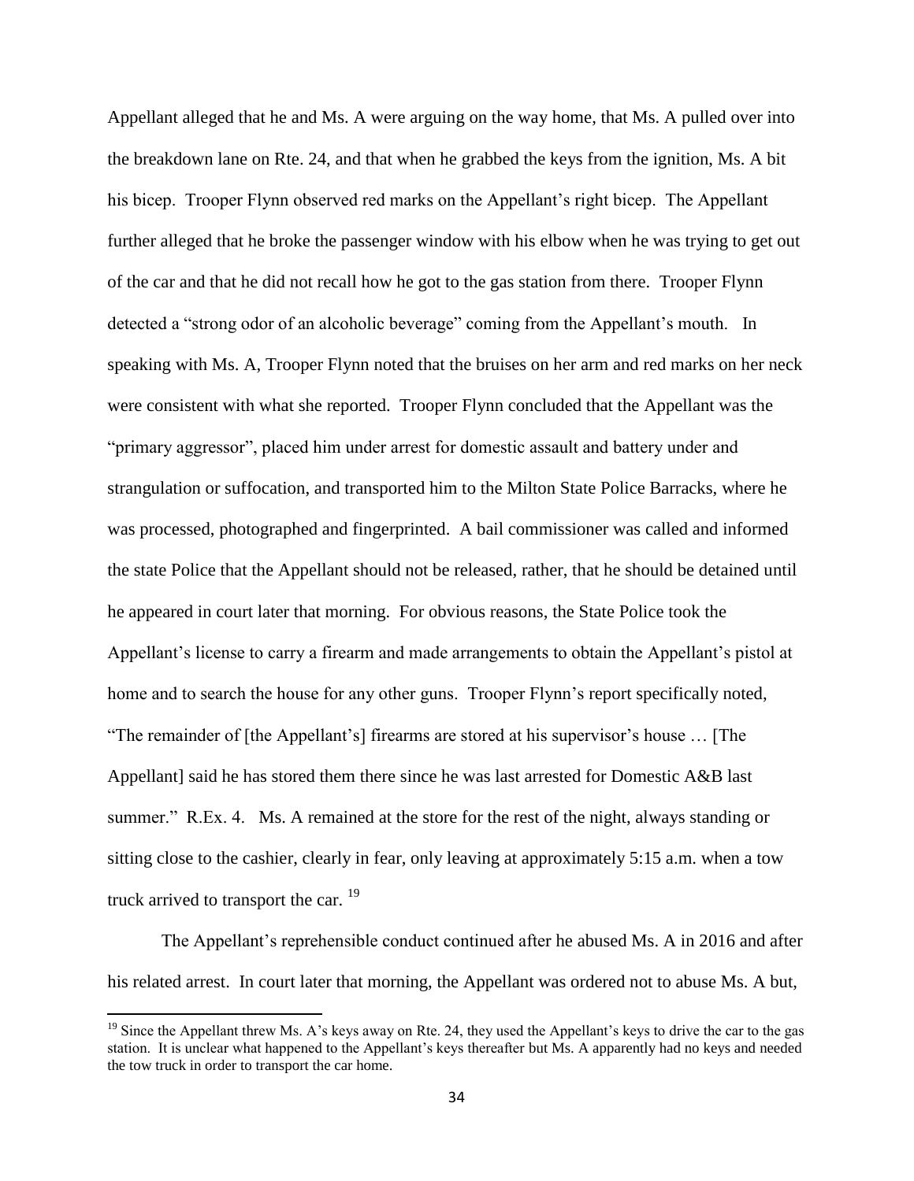Appellant alleged that he and Ms. A were arguing on the way home, that Ms. A pulled over into the breakdown lane on Rte. 24, and that when he grabbed the keys from the ignition, Ms. A bit his bicep. Trooper Flynn observed red marks on the Appellant's right bicep. The Appellant further alleged that he broke the passenger window with his elbow when he was trying to get out of the car and that he did not recall how he got to the gas station from there. Trooper Flynn detected a "strong odor of an alcoholic beverage" coming from the Appellant's mouth. In speaking with Ms. A, Trooper Flynn noted that the bruises on her arm and red marks on her neck were consistent with what she reported. Trooper Flynn concluded that the Appellant was the "primary aggressor", placed him under arrest for domestic assault and battery under and strangulation or suffocation, and transported him to the Milton State Police Barracks, where he was processed, photographed and fingerprinted. A bail commissioner was called and informed the state Police that the Appellant should not be released, rather, that he should be detained until he appeared in court later that morning. For obvious reasons, the State Police took the Appellant's license to carry a firearm and made arrangements to obtain the Appellant's pistol at home and to search the house for any other guns. Trooper Flynn's report specifically noted, "The remainder of [the Appellant's] firearms are stored at his supervisor's house … [The Appellant] said he has stored them there since he was last arrested for Domestic A&B last summer." R.Ex. 4. Ms. A remained at the store for the rest of the night, always standing or sitting close to the cashier, clearly in fear, only leaving at approximately 5:15 a.m. when a tow truck arrived to transport the car. [19]

The Appellant's reprehensible conduct continued after he abused Ms. A in 2016 and after his related arrest. In court later that morning, the Appellant was ordered not to abuse Ms. A but,

---

[19] Since the Appellant threw Ms. A's keys away on Rte. 24, they used the Appellant's keys to drive the car to the gas station. It is unclear what happened to the Appellant's keys thereafter but Ms. A apparently had no keys and needed the tow truck in order to transport the car home.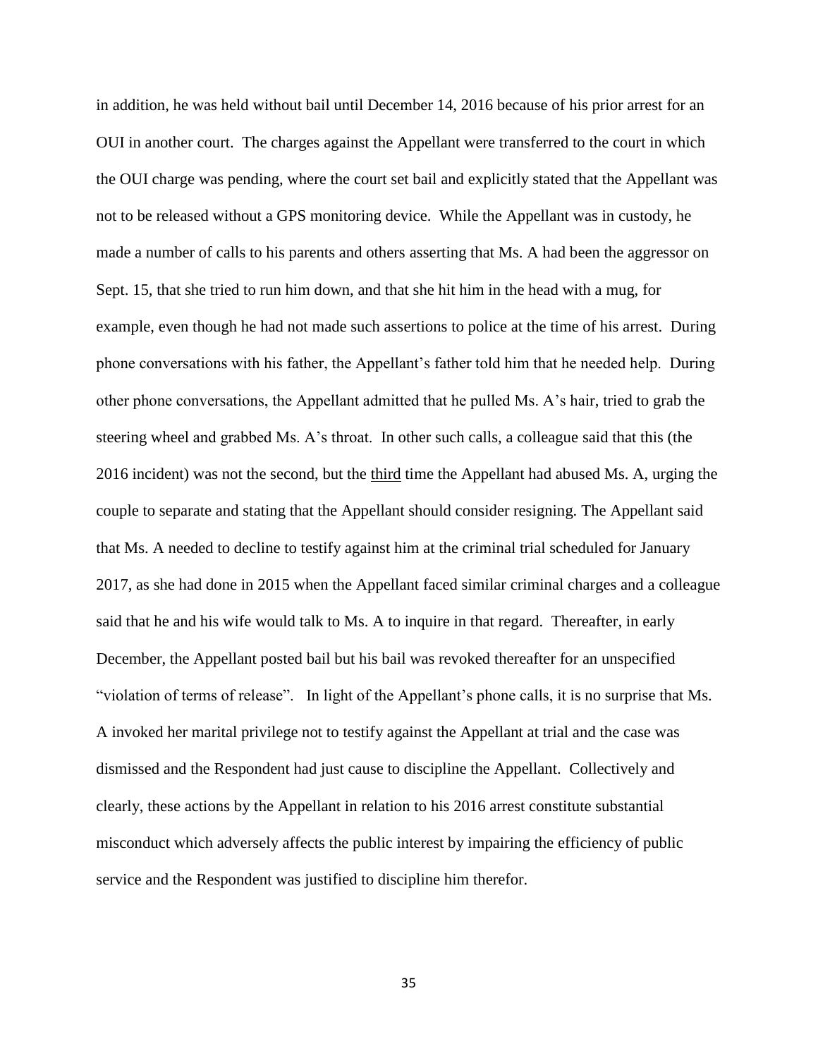in addition, he was held without bail until December 14, 2016 because of his prior arrest for an OUI in another court. The charges against the Appellant were transferred to the court in which the OUI charge was pending, where the court set bail and explicitly stated that the Appellant was not to be released without a GPS monitoring device. While the Appellant was in custody, he made a number of calls to his parents and others asserting that Ms. A had been the aggressor on Sept. 15, that she tried to run him down, and that she hit him in the head with a mug, for example, even though he had not made such assertions to police at the time of his arrest. During phone conversations with his father, the Appellant's father told him that he needed help. During other phone conversations, the Appellant admitted that he pulled Ms. A's hair, tried to grab the steering wheel and grabbed Ms. A's throat. In other such calls, a colleague said that this (the 2016 incident) was not the second, but the <u>third</u> time the Appellant had abused Ms. A, urging the couple to separate and stating that the Appellant should consider resigning. The Appellant said that Ms. A needed to decline to testify against him at the criminal trial scheduled for January 2017, as she had done in 2015 when the Appellant faced similar criminal charges and a colleague said that he and his wife would talk to Ms. A to inquire in that regard. Thereafter, in early December, the Appellant posted bail but his bail was revoked thereafter for an unspecified "violation of terms of release". In light of the Appellant's phone calls, it is no surprise that Ms. A invoked her marital privilege not to testify against the Appellant at trial and the case was dismissed and the Respondent had just cause to discipline the Appellant. Collectively and clearly, these actions by the Appellant in relation to his 2016 arrest constitute substantial misconduct which adversely affects the public interest by impairing the efficiency of public service and the Respondent was justified to discipline him therefor.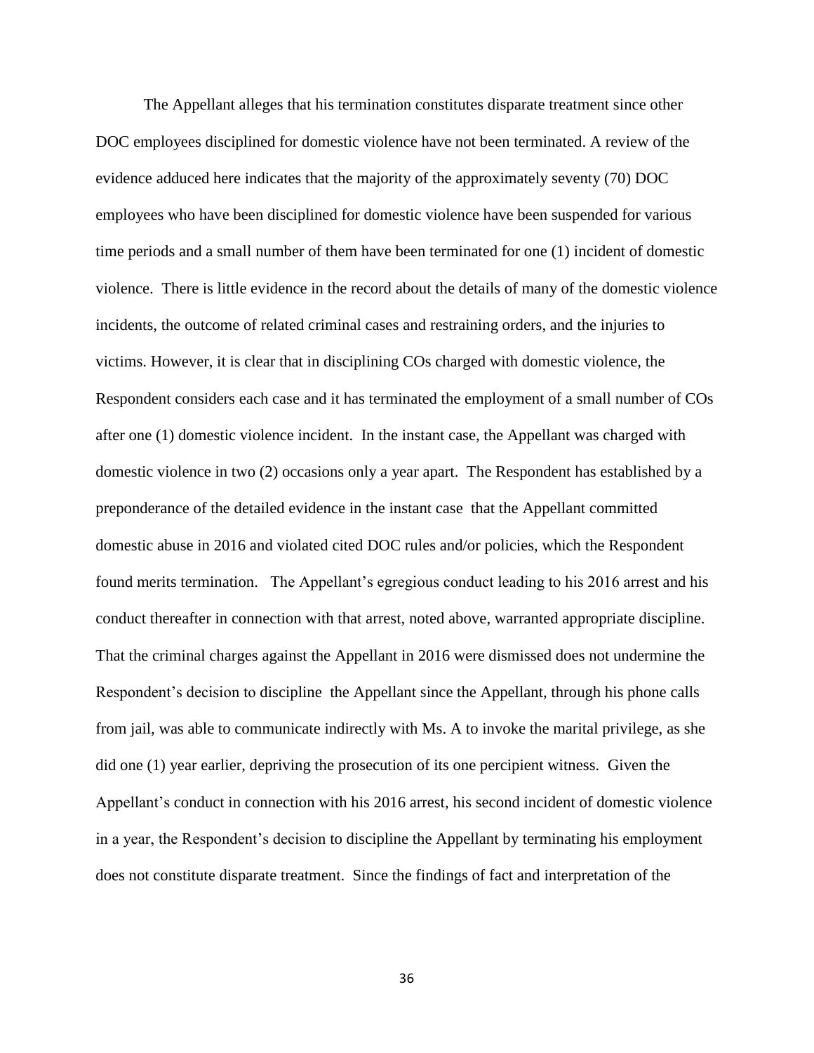The Appellant alleges that his termination constitutes disparate treatment since other DOC employees disciplined for domestic violence have not been terminated. A review of the evidence adduced here indicates that the majority of the approximately seventy (70) DOC employees who have been disciplined for domestic violence have been suspended for various time periods and a small number of them have been terminated for one (1) incident of domestic violence. There is little evidence in the record about the details of many of the domestic violence incidents, the outcome of related criminal cases and restraining orders, and the injuries to victims. However, it is clear that in disciplining COs charged with domestic violence, the Respondent considers each case and it has terminated the employment of a small number of COs after one (1) domestic violence incident. In the instant case, the Appellant was charged with domestic violence in two (2) occasions only a year apart. The Respondent has established by a preponderance of the detailed evidence in the instant case that the Appellant committed domestic abuse in 2016 and violated cited DOC rules and/or policies, which the Respondent found merits termination. The Appellant's egregious conduct leading to his 2016 arrest and his conduct thereafter in connection with that arrest, noted above, warranted appropriate discipline. That the criminal charges against the Appellant in 2016 were dismissed does not undermine the Respondent's decision to discipline the Appellant since the Appellant, through his phone calls from jail, was able to communicate indirectly with Ms. A to invoke the marital privilege, as she did one (1) year earlier, depriving the prosecution of its one percipient witness. Given the Appellant's conduct in connection with his 2016 arrest, his second incident of domestic violence in a year, the Respondent's decision to discipline the Appellant by terminating his employment does not constitute disparate treatment. Since the findings of fact and interpretation of the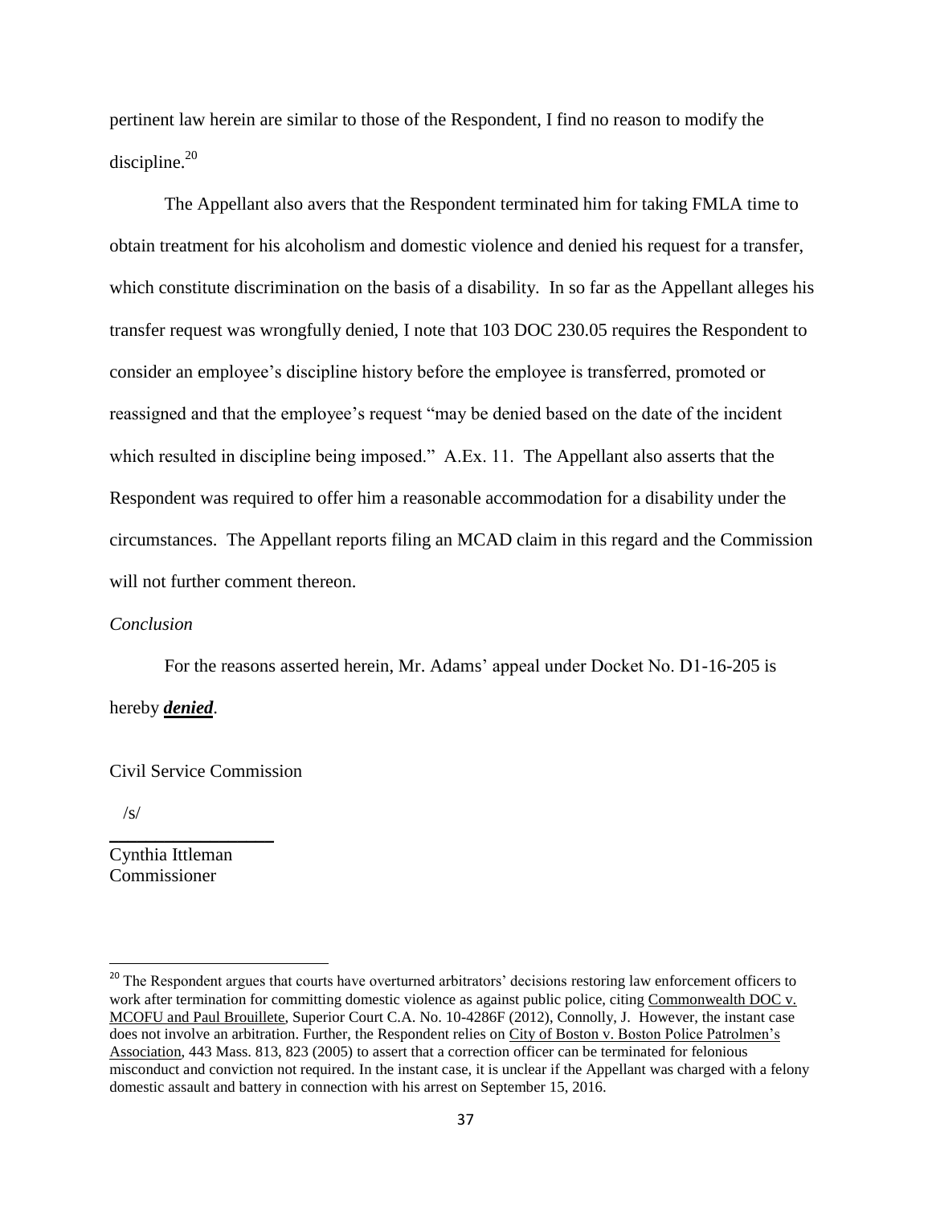pertinent law herein are similar to those of the Respondent, I find no reason to modify the discipline.[20]

The Appellant also avers that the Respondent terminated him for taking FMLA time to obtain treatment for his alcoholism and domestic violence and denied his request for a transfer, which constitute discrimination on the basis of a disability. In so far as the Appellant alleges his transfer request was wrongfully denied, I note that 103 DOC 230.05 requires the Respondent to consider an employee's discipline history before the employee is transferred, promoted or reassigned and that the employee's request "may be denied based on the date of the incident which resulted in discipline being imposed." A.Ex. 11. The Appellant also asserts that the Respondent was required to offer him a reasonable accommodation for a disability under the circumstances. The Appellant reports filing an MCAD claim in this regard and the Commission will not further comment thereon.

*Conclusion*

For the reasons asserted herein, Mr. Adams' appeal under Docket No. D1-16-205 is hereby ***denied***.

Civil Service Commission

/s/

Cynthia Ittleman
Commissioner

---

[20] The Respondent argues that courts have overturned arbitrators' decisions restoring law enforcement officers to work after termination for committing domestic violence as against public police, citing Commonwealth DOC v. MCOFU and Paul Brouillete, Superior Court C.A. No. 10-4286F (2012), Connolly, J. However, the instant case does not involve an arbitration. Further, the Respondent relies on City of Boston v. Boston Police Patrolmen's Association, 443 Mass. 813, 823 (2005) to assert that a correction officer can be terminated for felonious misconduct and conviction not required. In the instant case, it is unclear if the Appellant was charged with a felony domestic assault and battery in connection with his arrest on September 15, 2016.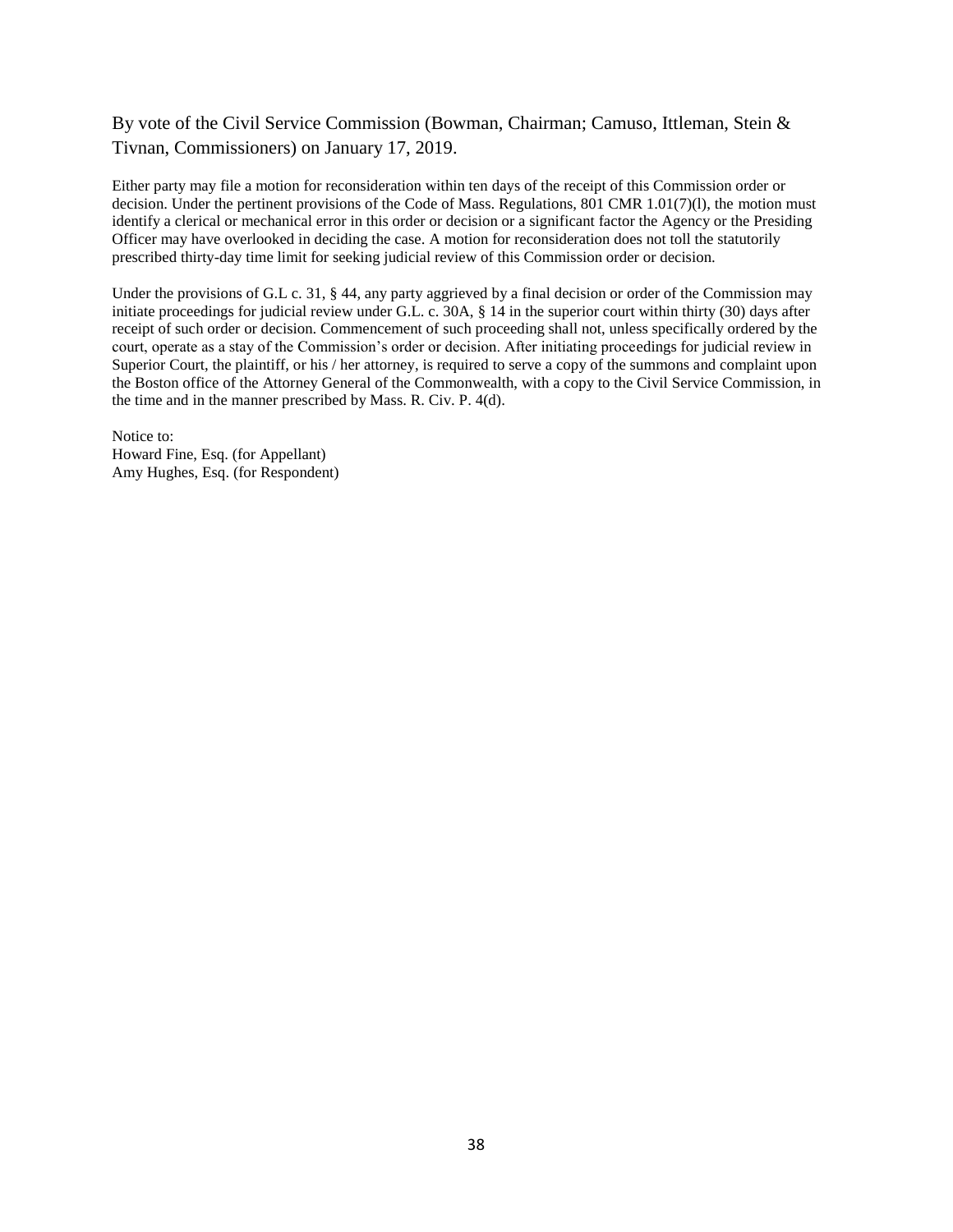By vote of the Civil Service Commission (Bowman, Chairman; Camuso, Ittleman, Stein & Tivnan, Commissioners) on January 17, 2019.

Either party may file a motion for reconsideration within ten days of the receipt of this Commission order or decision. Under the pertinent provisions of the Code of Mass. Regulations, 801 CMR 1.01(7)(l), the motion must identify a clerical or mechanical error in this order or decision or a significant factor the Agency or the Presiding Officer may have overlooked in deciding the case. A motion for reconsideration does not toll the statutorily prescribed thirty-day time limit for seeking judicial review of this Commission order or decision.

Under the provisions of G.L c. 31, § 44, any party aggrieved by a final decision or order of the Commission may initiate proceedings for judicial review under G.L. c. 30A, § 14 in the superior court within thirty (30) days after receipt of such order or decision. Commencement of such proceeding shall not, unless specifically ordered by the court, operate as a stay of the Commission's order or decision. After initiating proceedings for judicial review in Superior Court, the plaintiff, or his / her attorney, is required to serve a copy of the summons and complaint upon the Boston office of the Attorney General of the Commonwealth, with a copy to the Civil Service Commission, in the time and in the manner prescribed by Mass. R. Civ. P. 4(d).

Notice to:
Howard Fine, Esq. (for Appellant)
Amy Hughes, Esq. (for Respondent)